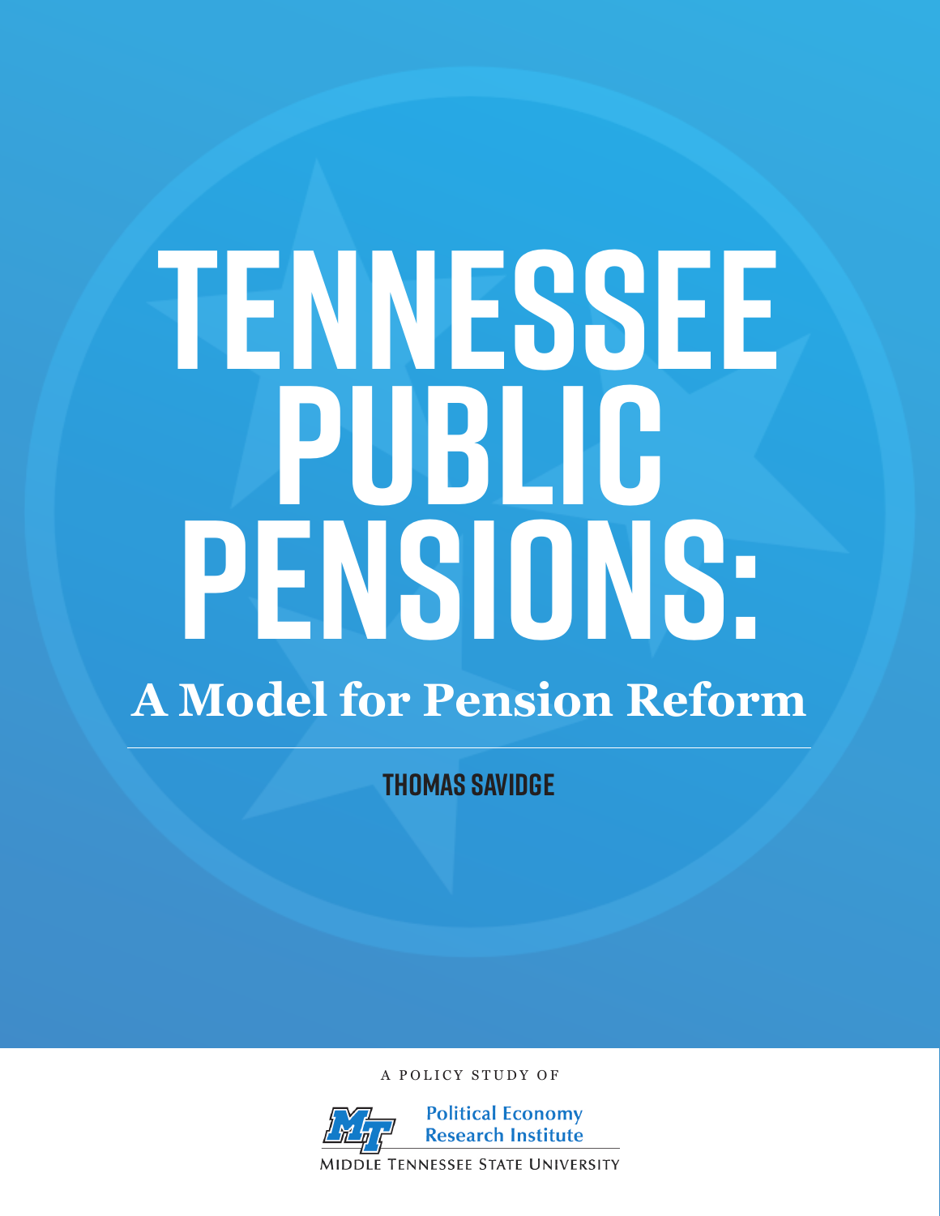# TENNESSEE PUBLIC PENSIONS:

## A Model for Pension Reform

**THOMAS SAVIDGE**

A POLICY STUDY OF

Political Economy Research Institute

MIDDLE TENNESSEE STATE UNIVERSITY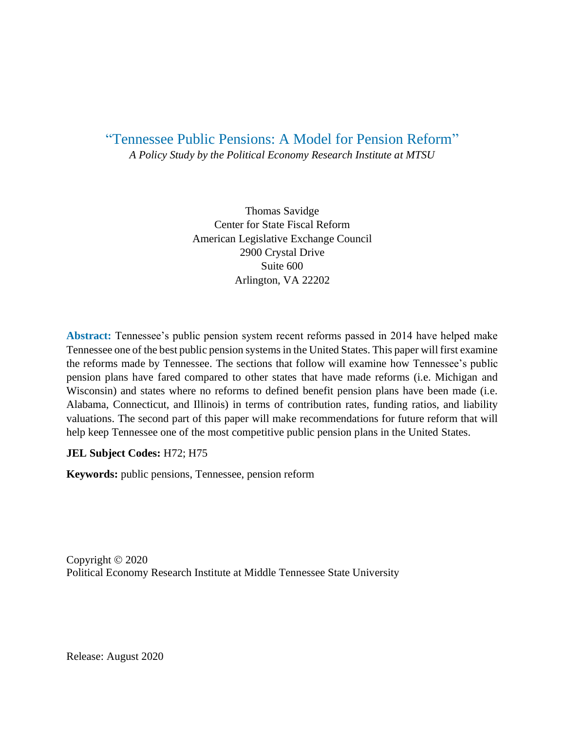# "Tennessee Public Pensions: A Model for Pension Reform"

*A Policy Study by the Political Economy Research Institute at MTSU*

Thomas Savidge
Center for State Fiscal Reform
American Legislative Exchange Council
2900 Crystal Drive
Suite 600
Arlington, VA 22202

**Abstract:** Tennessee's public pension system recent reforms passed in 2014 have helped make Tennessee one of the best public pension systems in the United States. This paper will first examine the reforms made by Tennessee. The sections that follow will examine how Tennessee's public pension plans have fared compared to other states that have made reforms (i.e. Michigan and Wisconsin) and states where no reforms to defined benefit pension plans have been made (i.e. Alabama, Connecticut, and Illinois) in terms of contribution rates, funding ratios, and liability valuations. The second part of this paper will make recommendations for future reform that will help keep Tennessee one of the most competitive public pension plans in the United States.

**JEL Subject Codes:** H72; H75

**Keywords:** public pensions, Tennessee, pension reform

Copyright © 2020
Political Economy Research Institute at Middle Tennessee State University

Release: August 2020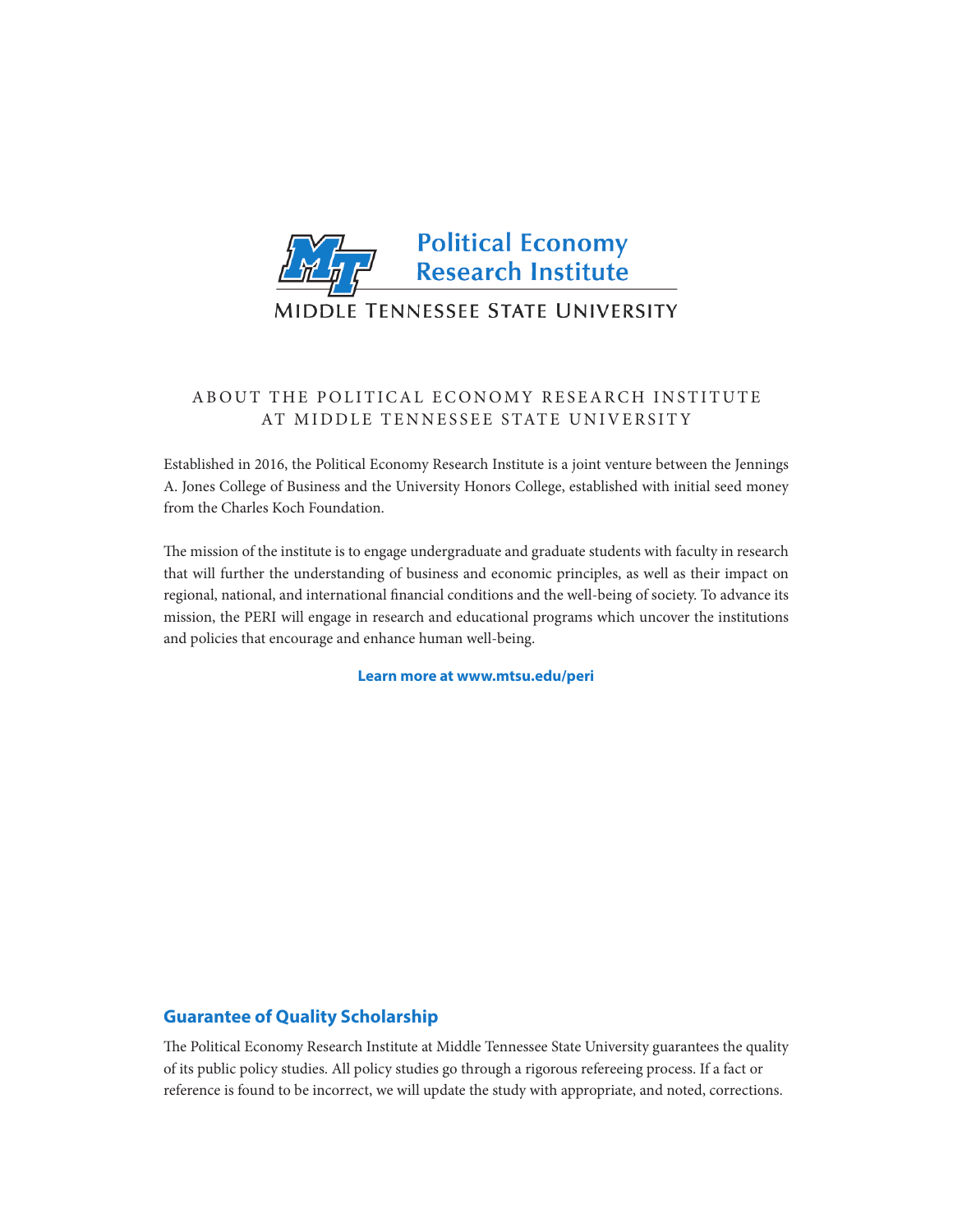Political Economy Research Institute

MIDDLE TENNESSEE STATE UNIVERSITY

## ABOUT THE POLITICAL ECONOMY RESEARCH INSTITUTE AT MIDDLE TENNESSEE STATE UNIVERSITY

Established in 2016, the Political Economy Research Institute is a joint venture between the Jennings A. Jones College of Business and the University Honors College, established with initial seed money from the Charles Koch Foundation.

The mission of the institute is to engage undergraduate and graduate students with faculty in research that will further the understanding of business and economic principles, as well as their impact on regional, national, and international financial conditions and the well-being of society. To advance its mission, the PERI will engage in research and educational programs which uncover the institutions and policies that encourage and enhance human well-being.

**Learn more at www.mtsu.edu/peri**

## Guarantee of Quality Scholarship

The Political Economy Research Institute at Middle Tennessee State University guarantees the quality of its public policy studies. All policy studies go through a rigorous refereeing process. If a fact or reference is found to be incorrect, we will update the study with appropriate, and noted, corrections.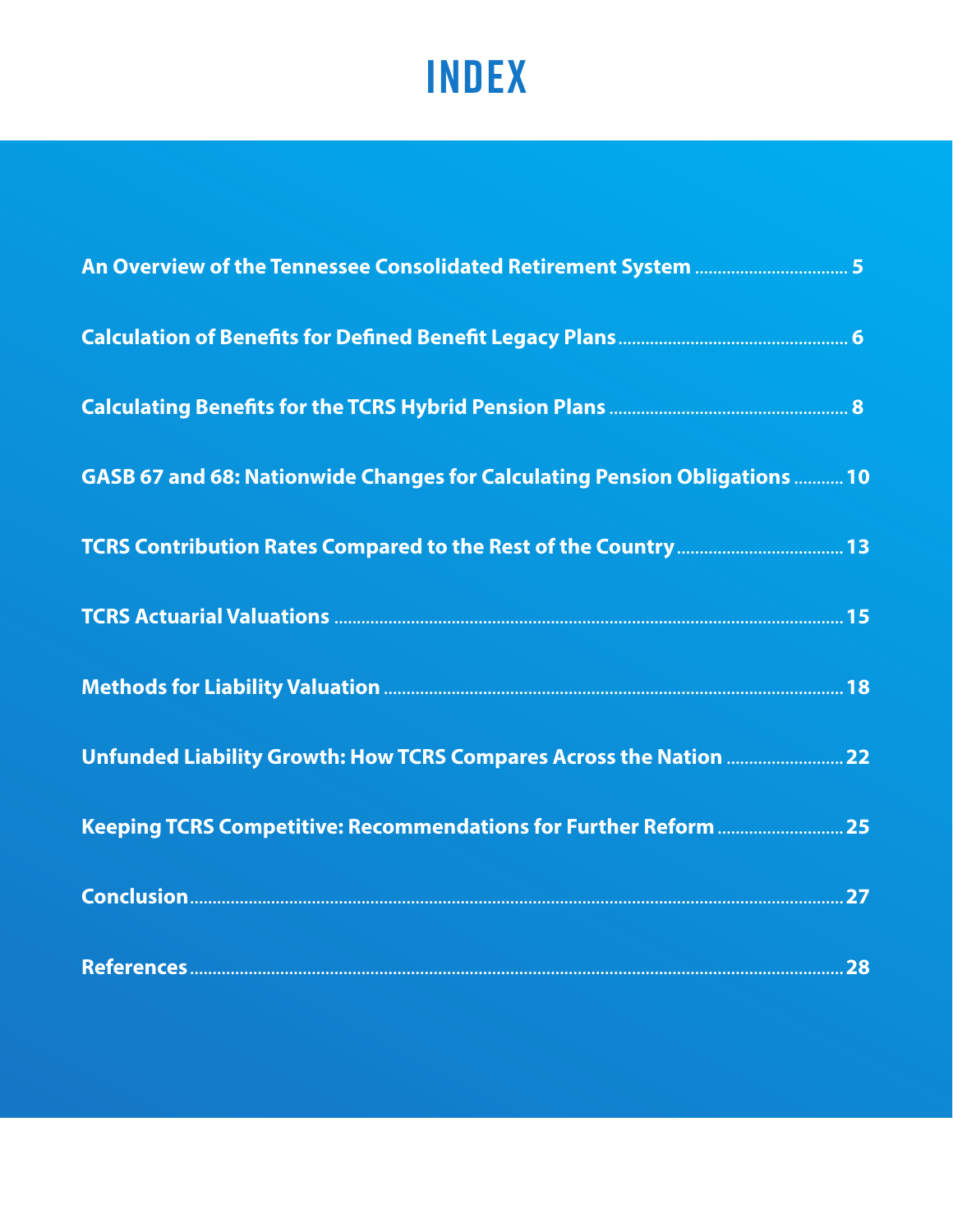# INDEX

**An Overview of the Tennessee Consolidated Retirement System** .................................. 5

**Calculation of Benefits for Defined Benefit Legacy Plans** .................................................. 6

**Calculating Benefits for the TCRS Hybrid Pension Plans** .................................................... 8

**GASB 67 and 68: Nationwide Changes for Calculating Pension Obligations** ........... 10

**TCRS Contribution Rates Compared to the Rest of the Country** .................................... 13

**TCRS Actuarial Valuations** .................................................................................................. 15

**Methods for Liability Valuation** ........................................................................................... 18

**Unfunded Liability Growth: How TCRS Compares Across the Nation** ......................... 22

**Keeping TCRS Competitive: Recommendations for Further Reform** ........................... 25

**Conclusion** ............................................................................................................................. 27

**References** ............................................................................................................................. 28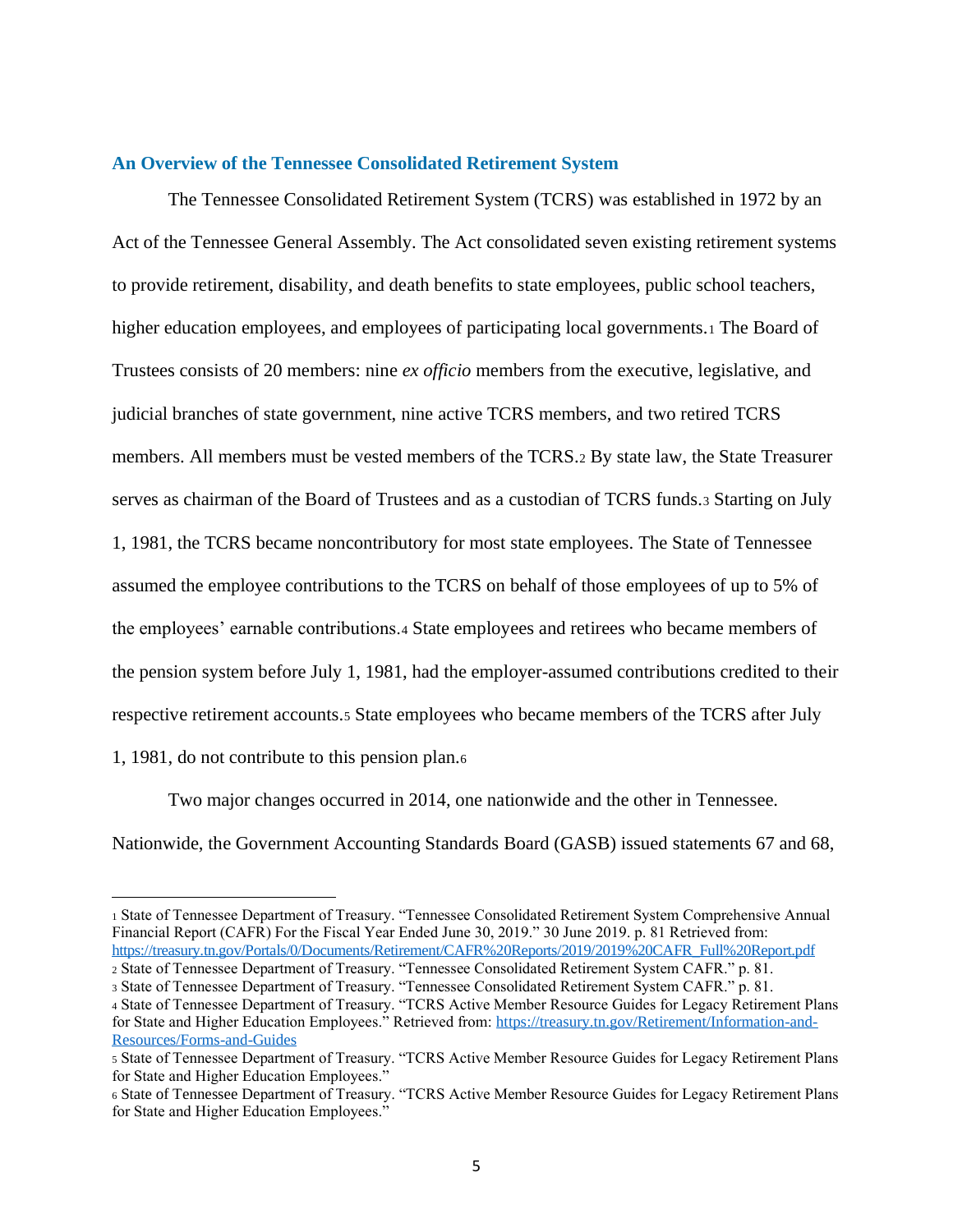## An Overview of the Tennessee Consolidated Retirement System

The Tennessee Consolidated Retirement System (TCRS) was established in 1972 by an Act of the Tennessee General Assembly. The Act consolidated seven existing retirement systems to provide retirement, disability, and death benefits to state employees, public school teachers, higher education employees, and employees of participating local governments.[1] The Board of Trustees consists of 20 members: nine *ex officio* members from the executive, legislative, and judicial branches of state government, nine active TCRS members, and two retired TCRS members. All members must be vested members of the TCRS.[2] By state law, the State Treasurer serves as chairman of the Board of Trustees and as a custodian of TCRS funds.[3] Starting on July 1, 1981, the TCRS became noncontributory for most state employees. The State of Tennessee assumed the employee contributions to the TCRS on behalf of those employees of up to 5% of the employees' earnable contributions.[4] State employees and retirees who became members of the pension system before July 1, 1981, had the employer-assumed contributions credited to their respective retirement accounts.[5] State employees who became members of the TCRS after July 1, 1981, do not contribute to this pension plan.[6]

Two major changes occurred in 2014, one nationwide and the other in Tennessee. Nationwide, the Government Accounting Standards Board (GASB) issued statements 67 and 68,

---

[1] State of Tennessee Department of Treasury. "Tennessee Consolidated Retirement System Comprehensive Annual Financial Report (CAFR) For the Fiscal Year Ended June 30, 2019." 30 June 2019. p. 81 Retrieved from: https://treasury.tn.gov/Portals/0/Documents/Retirement/CAFR%20Reports/2019/2019%20CAFR_Full%20Report.pdf

[2] State of Tennessee Department of Treasury. "Tennessee Consolidated Retirement System CAFR." p. 81.

[3] State of Tennessee Department of Treasury. "Tennessee Consolidated Retirement System CAFR." p. 81.

[4] State of Tennessee Department of Treasury. "TCRS Active Member Resource Guides for Legacy Retirement Plans for State and Higher Education Employees." Retrieved from: https://treasury.tn.gov/Retirement/Information-and-Resources/Forms-and-Guides

[5] State of Tennessee Department of Treasury. "TCRS Active Member Resource Guides for Legacy Retirement Plans for State and Higher Education Employees."

[6] State of Tennessee Department of Treasury. "TCRS Active Member Resource Guides for Legacy Retirement Plans for State and Higher Education Employees."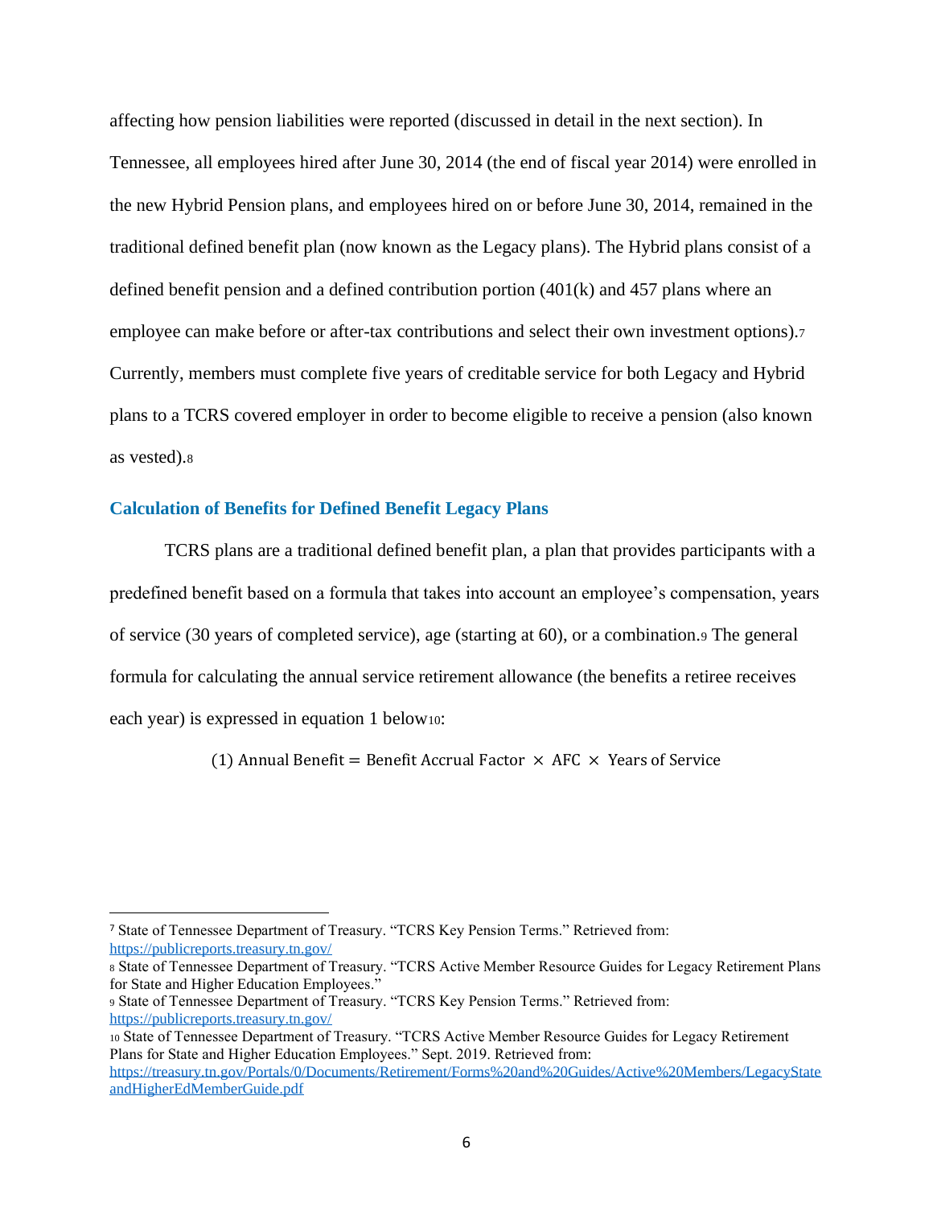affecting how pension liabilities were reported (discussed in detail in the next section). In Tennessee, all employees hired after June 30, 2014 (the end of fiscal year 2014) were enrolled in the new Hybrid Pension plans, and employees hired on or before June 30, 2014, remained in the traditional defined benefit plan (now known as the Legacy plans). The Hybrid plans consist of a defined benefit pension and a defined contribution portion (401(k) and 457 plans where an employee can make before or after-tax contributions and select their own investment options).[7] Currently, members must complete five years of creditable service for both Legacy and Hybrid plans to a TCRS covered employer in order to become eligible to receive a pension (also known as vested).[8]

## Calculation of Benefits for Defined Benefit Legacy Plans

TCRS plans are a traditional defined benefit plan, a plan that provides participants with a predefined benefit based on a formula that takes into account an employee's compensation, years of service (30 years of completed service), age (starting at 60), or a combination.[9] The general formula for calculating the annual service retirement allowance (the benefits a retiree receives each year) is expressed in equation 1 below[10]:

$$(1)\ \text{Annual Benefit} = \text{Benefit Accrual Factor} \times \text{AFC} \times \text{Years of Service}$$

---

[7] State of Tennessee Department of Treasury. "TCRS Key Pension Terms." Retrieved from: https://publicreports.treasury.tn.gov/

[8] State of Tennessee Department of Treasury. "TCRS Active Member Resource Guides for Legacy Retirement Plans for State and Higher Education Employees."

[9] State of Tennessee Department of Treasury. "TCRS Key Pension Terms." Retrieved from: https://publicreports.treasury.tn.gov/

[10] State of Tennessee Department of Treasury. "TCRS Active Member Resource Guides for Legacy Retirement Plans for State and Higher Education Employees." Sept. 2019. Retrieved from: https://treasury.tn.gov/Portals/0/Documents/Retirement/Forms%20and%20Guides/Active%20Members/LegacyStateandHigherEdMemberGuide.pdf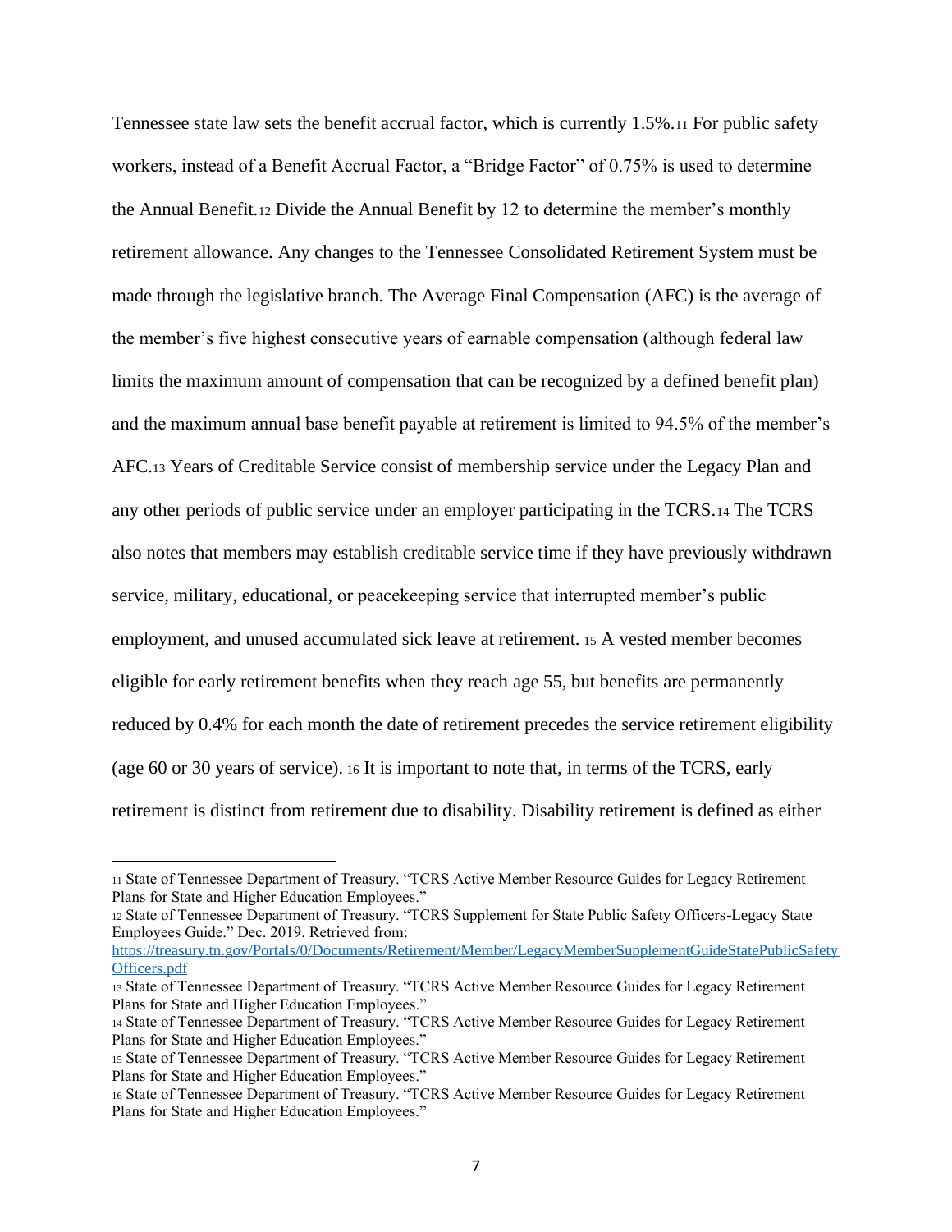Tennessee state law sets the benefit accrual factor, which is currently 1.5%.[11] For public safety workers, instead of a Benefit Accrual Factor, a "Bridge Factor" of 0.75% is used to determine the Annual Benefit.[12] Divide the Annual Benefit by 12 to determine the member's monthly retirement allowance. Any changes to the Tennessee Consolidated Retirement System must be made through the legislative branch. The Average Final Compensation (AFC) is the average of the member's five highest consecutive years of earnable compensation (although federal law limits the maximum amount of compensation that can be recognized by a defined benefit plan) and the maximum annual base benefit payable at retirement is limited to 94.5% of the member's AFC.[13] Years of Creditable Service consist of membership service under the Legacy Plan and any other periods of public service under an employer participating in the TCRS.[14] The TCRS also notes that members may establish creditable service time if they have previously withdrawn service, military, educational, or peacekeeping service that interrupted member's public employment, and unused accumulated sick leave at retirement. [15] A vested member becomes eligible for early retirement benefits when they reach age 55, but benefits are permanently reduced by 0.4% for each month the date of retirement precedes the service retirement eligibility (age 60 or 30 years of service). [16] It is important to note that, in terms of the TCRS, early retirement is distinct from retirement due to disability. Disability retirement is defined as either

---

[11] State of Tennessee Department of Treasury. "TCRS Active Member Resource Guides for Legacy Retirement Plans for State and Higher Education Employees."

[12] State of Tennessee Department of Treasury. "TCRS Supplement for State Public Safety Officers-Legacy State Employees Guide." Dec. 2019. Retrieved from: https://treasury.tn.gov/Portals/0/Documents/Retirement/Member/LegacyMemberSupplementGuideStatePublicSafetyOfficers.pdf

[13] State of Tennessee Department of Treasury. "TCRS Active Member Resource Guides for Legacy Retirement Plans for State and Higher Education Employees."

[14] State of Tennessee Department of Treasury. "TCRS Active Member Resource Guides for Legacy Retirement Plans for State and Higher Education Employees."

[15] State of Tennessee Department of Treasury. "TCRS Active Member Resource Guides for Legacy Retirement Plans for State and Higher Education Employees."

[16] State of Tennessee Department of Treasury. "TCRS Active Member Resource Guides for Legacy Retirement Plans for State and Higher Education Employees."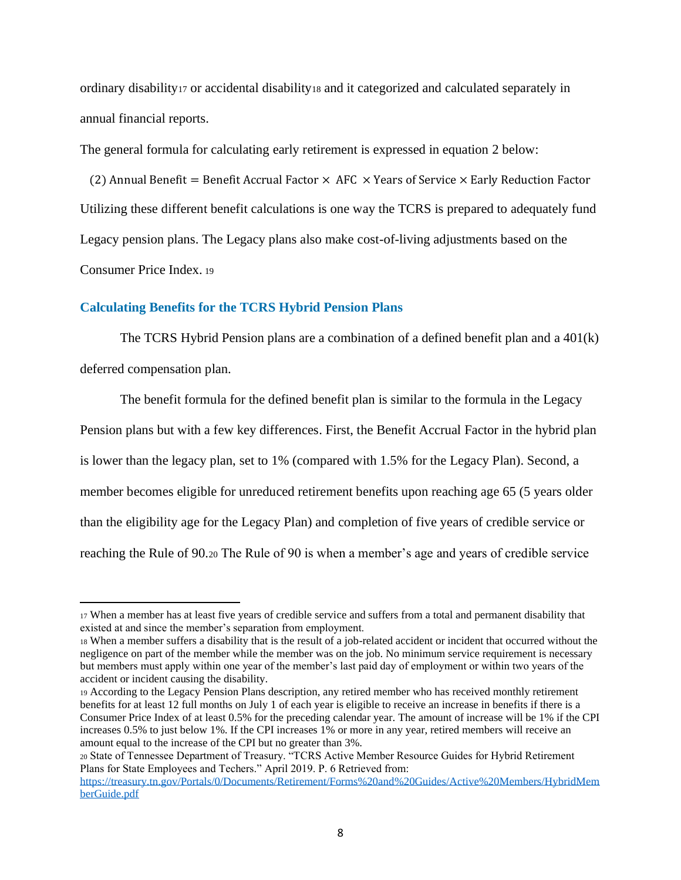ordinary disability[17] or accidental disability[18] and it categorized and calculated separately in annual financial reports.

The general formula for calculating early retirement is expressed in equation 2 below:

$$(2)\ \text{Annual Benefit} = \text{Benefit Accrual Factor} \times \text{AFC} \times \text{Years of Service} \times \text{Early Reduction Factor}$$

Utilizing these different benefit calculations is one way the TCRS is prepared to adequately fund Legacy pension plans. The Legacy plans also make cost-of-living adjustments based on the Consumer Price Index. [19]

### Calculating Benefits for the TCRS Hybrid Pension Plans

The TCRS Hybrid Pension plans are a combination of a defined benefit plan and a 401(k) deferred compensation plan.

The benefit formula for the defined benefit plan is similar to the formula in the Legacy Pension plans but with a few key differences. First, the Benefit Accrual Factor in the hybrid plan is lower than the legacy plan, set to 1% (compared with 1.5% for the Legacy Plan). Second, a member becomes eligible for unreduced retirement benefits upon reaching age 65 (5 years older than the eligibility age for the Legacy Plan) and completion of five years of credible service or reaching the Rule of 90.[20] The Rule of 90 is when a member's age and years of credible service

---

[17] When a member has at least five years of credible service and suffers from a total and permanent disability that existed at and since the member's separation from employment.

[18] When a member suffers a disability that is the result of a job-related accident or incident that occurred without the negligence on part of the member while the member was on the job. No minimum service requirement is necessary but members must apply within one year of the member's last paid day of employment or within two years of the accident or incident causing the disability.

[19] According to the Legacy Pension Plans description, any retired member who has received monthly retirement benefits for at least 12 full months on July 1 of each year is eligible to receive an increase in benefits if there is a Consumer Price Index of at least 0.5% for the preceding calendar year. The amount of increase will be 1% if the CPI increases 0.5% to just below 1%. If the CPI increases 1% or more in any year, retired members will receive an amount equal to the increase of the CPI but no greater than 3%.

[20] State of Tennessee Department of Treasury. "TCRS Active Member Resource Guides for Hybrid Retirement Plans for State Employees and Techers." April 2019. P. 6 Retrieved from: https://treasury.tn.gov/Portals/0/Documents/Retirement/Forms%20and%20Guides/Active%20Members/HybridMemberGuide.pdf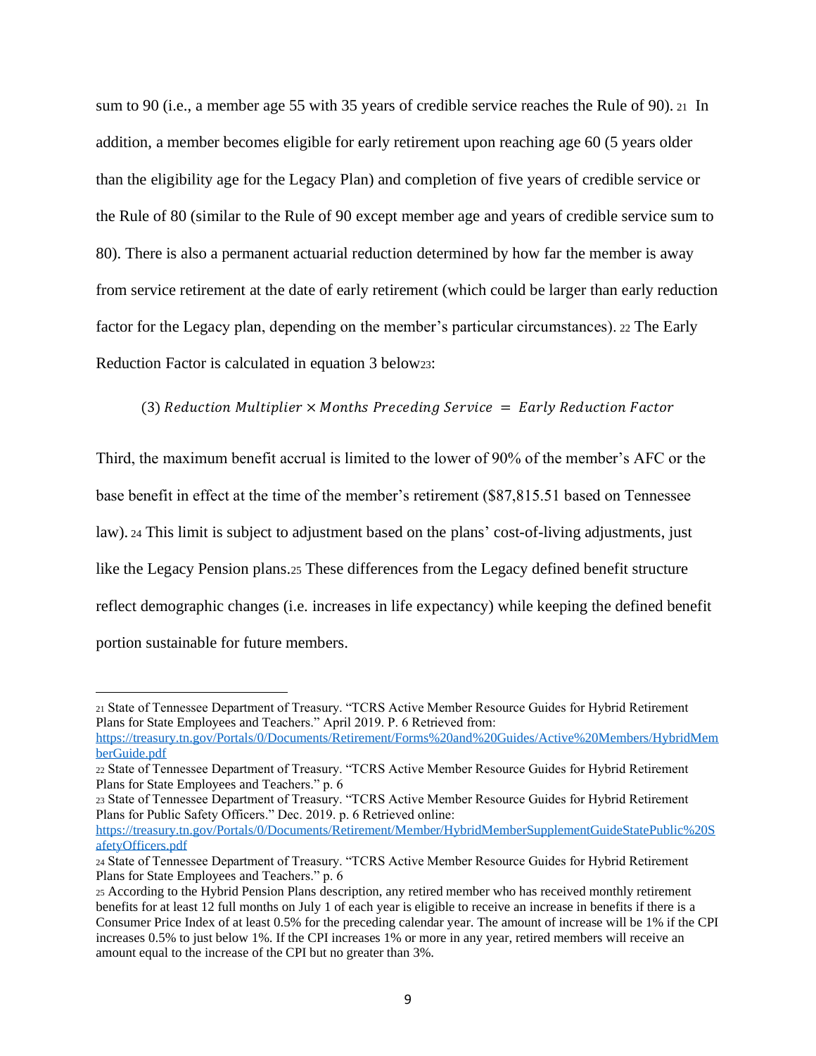sum to 90 (i.e., a member age 55 with 35 years of credible service reaches the Rule of 90). [21] In addition, a member becomes eligible for early retirement upon reaching age 60 (5 years older than the eligibility age for the Legacy Plan) and completion of five years of credible service or the Rule of 80 (similar to the Rule of 90 except member age and years of credible service sum to 80). There is also a permanent actuarial reduction determined by how far the member is away from service retirement at the date of early retirement (which could be larger than early reduction factor for the Legacy plan, depending on the member's particular circumstances). [22] The Early Reduction Factor is calculated in equation 3 below[23]:

$$(3)\ Reduction\ Multiplier \times Months\ Preceding\ Service\ =\ Early\ Reduction\ Factor$$

Third, the maximum benefit accrual is limited to the lower of 90% of the member's AFC or the base benefit in effect at the time of the member's retirement ($87,815.51 based on Tennessee law). [24] This limit is subject to adjustment based on the plans' cost-of-living adjustments, just like the Legacy Pension plans.[25] These differences from the Legacy defined benefit structure reflect demographic changes (i.e. increases in life expectancy) while keeping the defined benefit portion sustainable for future members.

---

[21] State of Tennessee Department of Treasury. "TCRS Active Member Resource Guides for Hybrid Retirement Plans for State Employees and Teachers." April 2019. P. 6 Retrieved from: https://treasury.tn.gov/Portals/0/Documents/Retirement/Forms%20and%20Guides/Active%20Members/HybridMemberGuide.pdf

[22] State of Tennessee Department of Treasury. "TCRS Active Member Resource Guides for Hybrid Retirement Plans for State Employees and Teachers." p. 6

[23] State of Tennessee Department of Treasury. "TCRS Active Member Resource Guides for Hybrid Retirement Plans for Public Safety Officers." Dec. 2019. p. 6 Retrieved online: https://treasury.tn.gov/Portals/0/Documents/Retirement/Member/HybridMemberSupplementGuideStatePublic%20SafetyOfficers.pdf

[24] State of Tennessee Department of Treasury. "TCRS Active Member Resource Guides for Hybrid Retirement Plans for State Employees and Teachers." p. 6

[25] According to the Hybrid Pension Plans description, any retired member who has received monthly retirement benefits for at least 12 full months on July 1 of each year is eligible to receive an increase in benefits if there is a Consumer Price Index of at least 0.5% for the preceding calendar year. The amount of increase will be 1% if the CPI increases 0.5% to just below 1%. If the CPI increases 1% or more in any year, retired members will receive an amount equal to the increase of the CPI but no greater than 3%.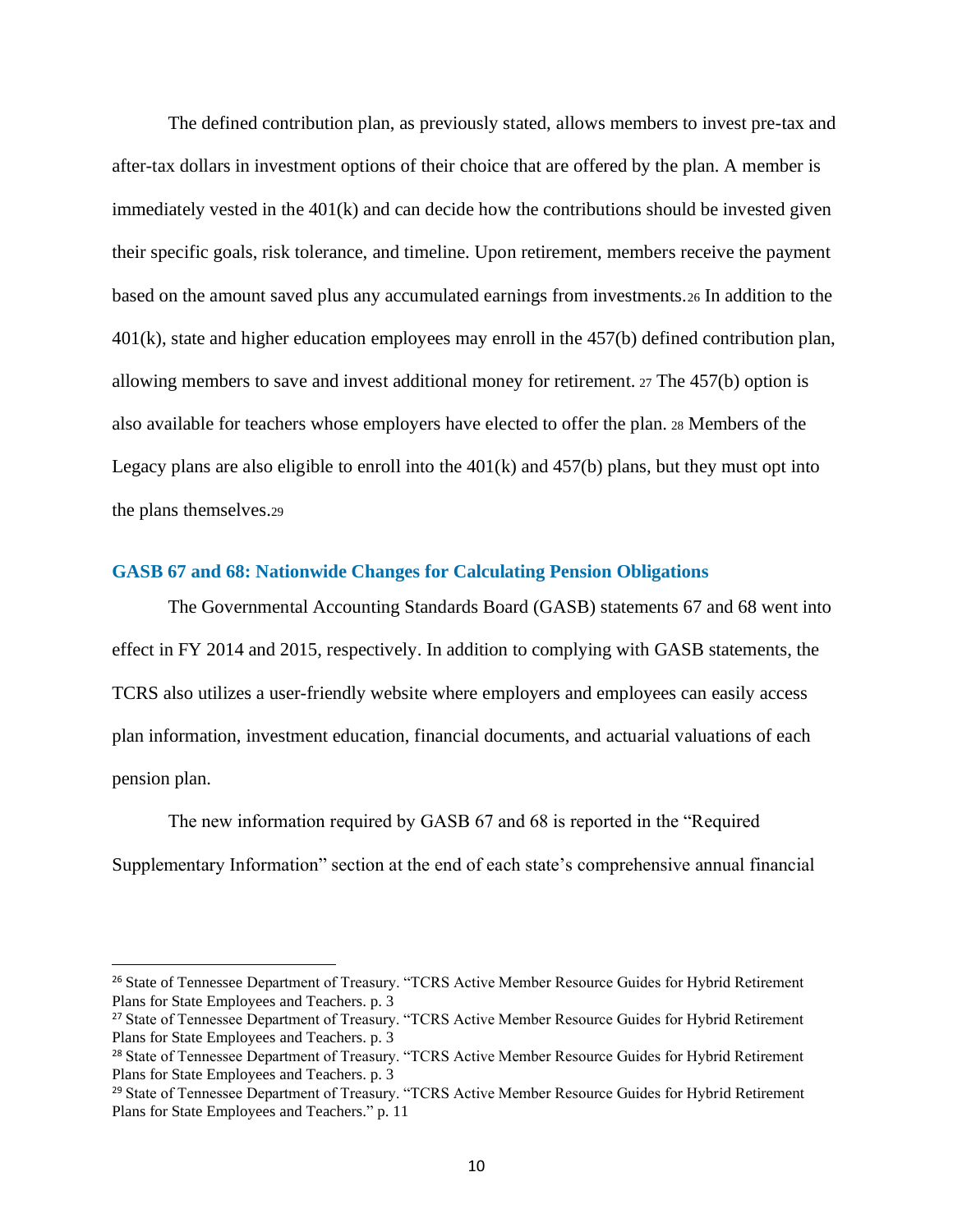The defined contribution plan, as previously stated, allows members to invest pre-tax and after-tax dollars in investment options of their choice that are offered by the plan. A member is immediately vested in the 401(k) and can decide how the contributions should be invested given their specific goals, risk tolerance, and timeline. Upon retirement, members receive the payment based on the amount saved plus any accumulated earnings from investments.[26] In addition to the 401(k), state and higher education employees may enroll in the 457(b) defined contribution plan, allowing members to save and invest additional money for retirement. [27] The 457(b) option is also available for teachers whose employers have elected to offer the plan. [28] Members of the Legacy plans are also eligible to enroll into the 401(k) and 457(b) plans, but they must opt into the plans themselves.[29]

## GASB 67 and 68: Nationwide Changes for Calculating Pension Obligations

The Governmental Accounting Standards Board (GASB) statements 67 and 68 went into effect in FY 2014 and 2015, respectively. In addition to complying with GASB statements, the TCRS also utilizes a user-friendly website where employers and employees can easily access plan information, investment education, financial documents, and actuarial valuations of each pension plan.

The new information required by GASB 67 and 68 is reported in the "Required Supplementary Information" section at the end of each state's comprehensive annual financial

---

[26] State of Tennessee Department of Treasury. "TCRS Active Member Resource Guides for Hybrid Retirement Plans for State Employees and Teachers. p. 3

[27] State of Tennessee Department of Treasury. "TCRS Active Member Resource Guides for Hybrid Retirement Plans for State Employees and Teachers. p. 3

[28] State of Tennessee Department of Treasury. "TCRS Active Member Resource Guides for Hybrid Retirement Plans for State Employees and Teachers. p. 3

[29] State of Tennessee Department of Treasury. "TCRS Active Member Resource Guides for Hybrid Retirement Plans for State Employees and Teachers." p. 11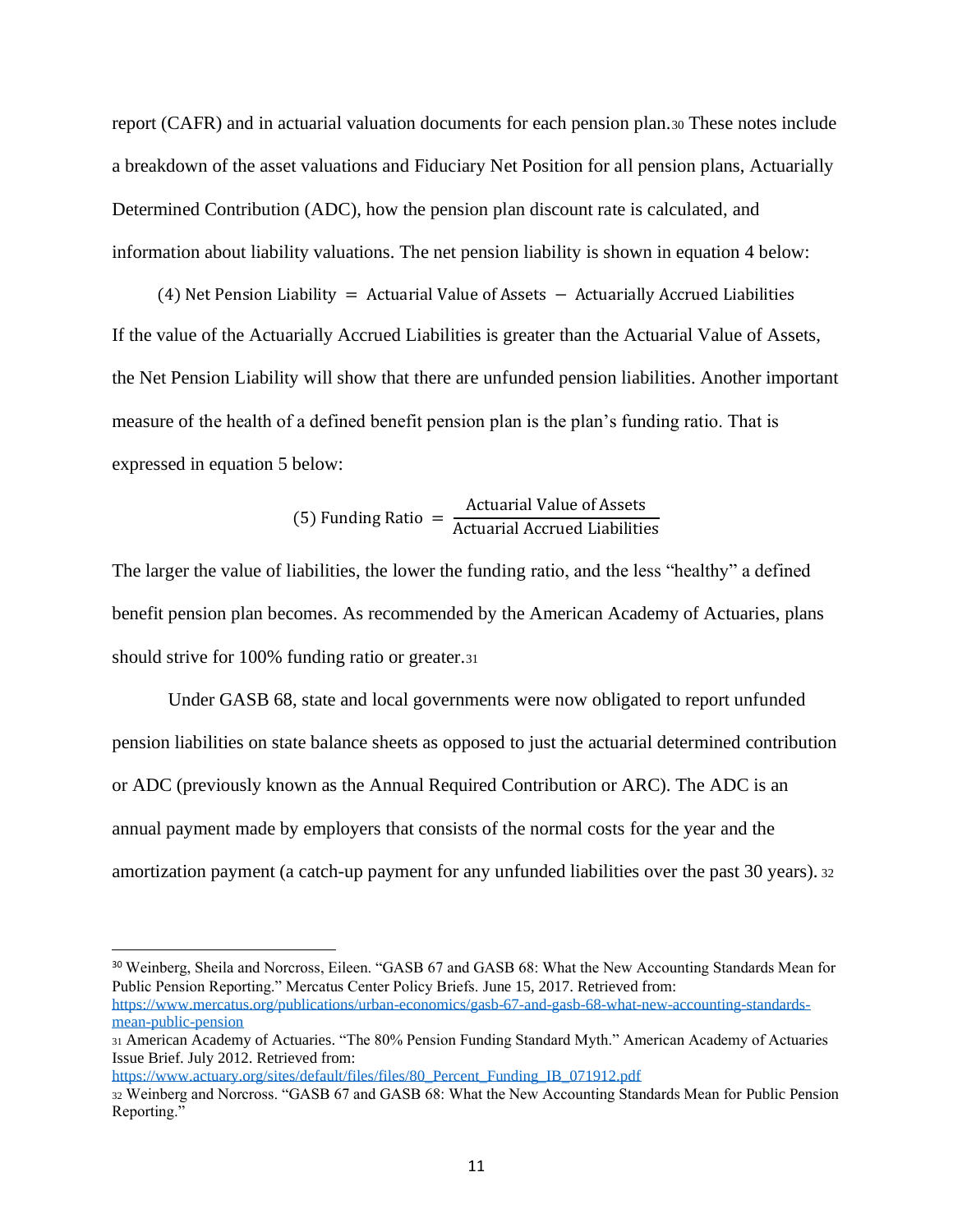report (CAFR) and in actuarial valuation documents for each pension plan.[30] These notes include a breakdown of the asset valuations and Fiduciary Net Position for all pension plans, Actuarially Determined Contribution (ADC), how the pension plan discount rate is calculated, and information about liability valuations. The net pension liability is shown in equation 4 below:

$$(4)\ \text{Net Pension Liability} = \text{Actuarial Value of Assets} - \text{Actuarially Accrued Liabilities}$$

If the value of the Actuarially Accrued Liabilities is greater than the Actuarial Value of Assets, the Net Pension Liability will show that there are unfunded pension liabilities. Another important measure of the health of a defined benefit pension plan is the plan's funding ratio. That is expressed in equation 5 below:

$$(5)\ \text{Funding Ratio} = \frac{\text{Actuarial Value of Assets}}{\text{Actuarial Accrued Liabilities}}$$

The larger the value of liabilities, the lower the funding ratio, and the less "healthy" a defined benefit pension plan becomes. As recommended by the American Academy of Actuaries, plans should strive for 100% funding ratio or greater.[31]

Under GASB 68, state and local governments were now obligated to report unfunded pension liabilities on state balance sheets as opposed to just the actuarial determined contribution or ADC (previously known as the Annual Required Contribution or ARC). The ADC is an annual payment made by employers that consists of the normal costs for the year and the amortization payment (a catch-up payment for any unfunded liabilities over the past 30 years).[32]

---

[30] Weinberg, Sheila and Norcross, Eileen. "GASB 67 and GASB 68: What the New Accounting Standards Mean for Public Pension Reporting." Mercatus Center Policy Briefs. June 15, 2017. Retrieved from: https://www.mercatus.org/publications/urban-economics/gasb-67-and-gasb-68-what-new-accounting-standards-mean-public-pension

[31] American Academy of Actuaries. "The 80% Pension Funding Standard Myth." American Academy of Actuaries Issue Brief. July 2012. Retrieved from: https://www.actuary.org/sites/default/files/files/80_Percent_Funding_IB_071912.pdf

[32] Weinberg and Norcross. "GASB 67 and GASB 68: What the New Accounting Standards Mean for Public Pension Reporting."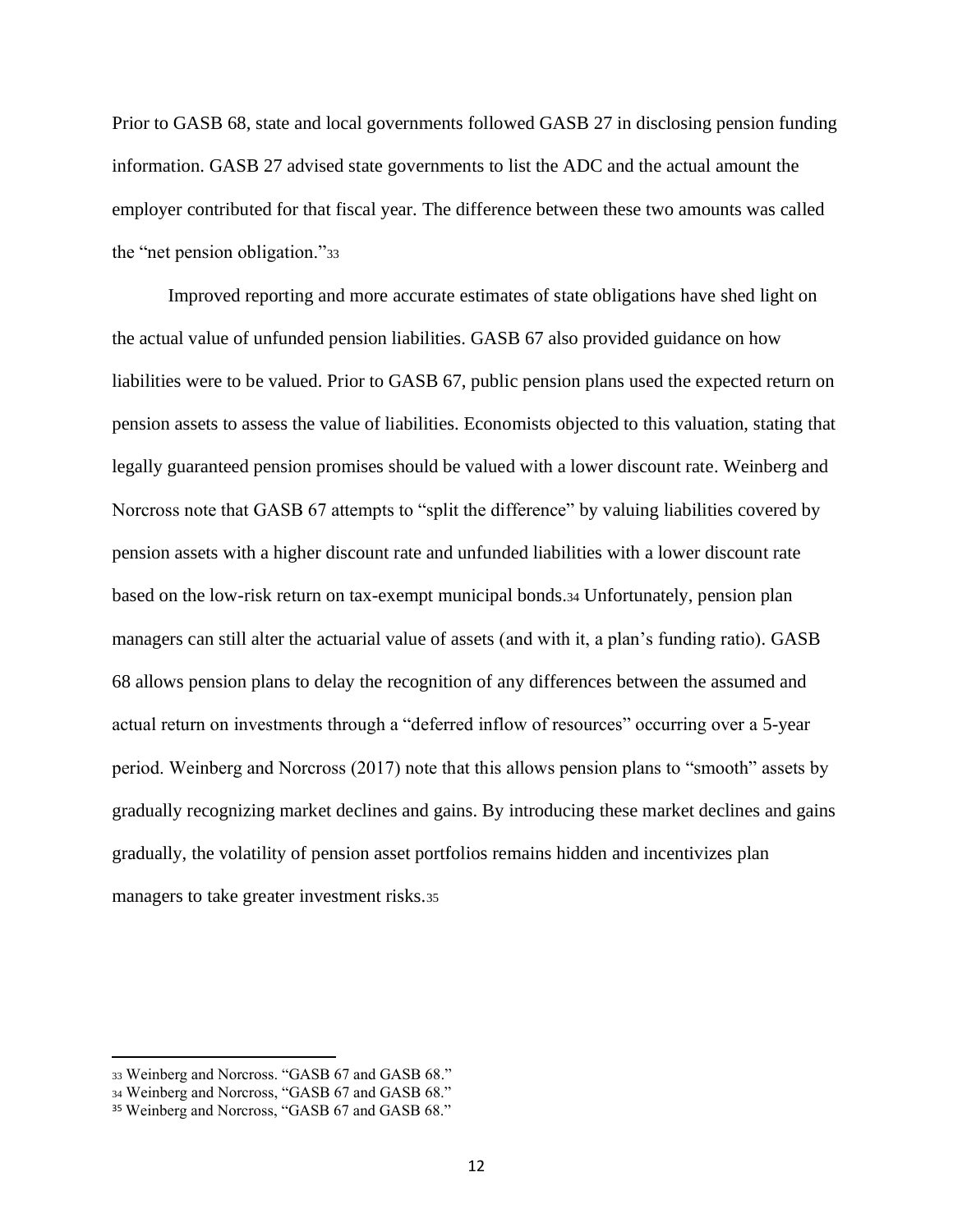Prior to GASB 68, state and local governments followed GASB 27 in disclosing pension funding information. GASB 27 advised state governments to list the ADC and the actual amount the employer contributed for that fiscal year. The difference between these two amounts was called the "net pension obligation."[33]

Improved reporting and more accurate estimates of state obligations have shed light on the actual value of unfunded pension liabilities. GASB 67 also provided guidance on how liabilities were to be valued. Prior to GASB 67, public pension plans used the expected return on pension assets to assess the value of liabilities. Economists objected to this valuation, stating that legally guaranteed pension promises should be valued with a lower discount rate. Weinberg and Norcross note that GASB 67 attempts to "split the difference" by valuing liabilities covered by pension assets with a higher discount rate and unfunded liabilities with a lower discount rate based on the low-risk return on tax-exempt municipal bonds.[34] Unfortunately, pension plan managers can still alter the actuarial value of assets (and with it, a plan's funding ratio). GASB 68 allows pension plans to delay the recognition of any differences between the assumed and actual return on investments through a "deferred inflow of resources" occurring over a 5-year period. Weinberg and Norcross (2017) note that this allows pension plans to "smooth" assets by gradually recognizing market declines and gains. By introducing these market declines and gains gradually, the volatility of pension asset portfolios remains hidden and incentivizes plan managers to take greater investment risks.[35]

---

[33] Weinberg and Norcross. "GASB 67 and GASB 68."

[34] Weinberg and Norcross, "GASB 67 and GASB 68."

[35] Weinberg and Norcross, "GASB 67 and GASB 68."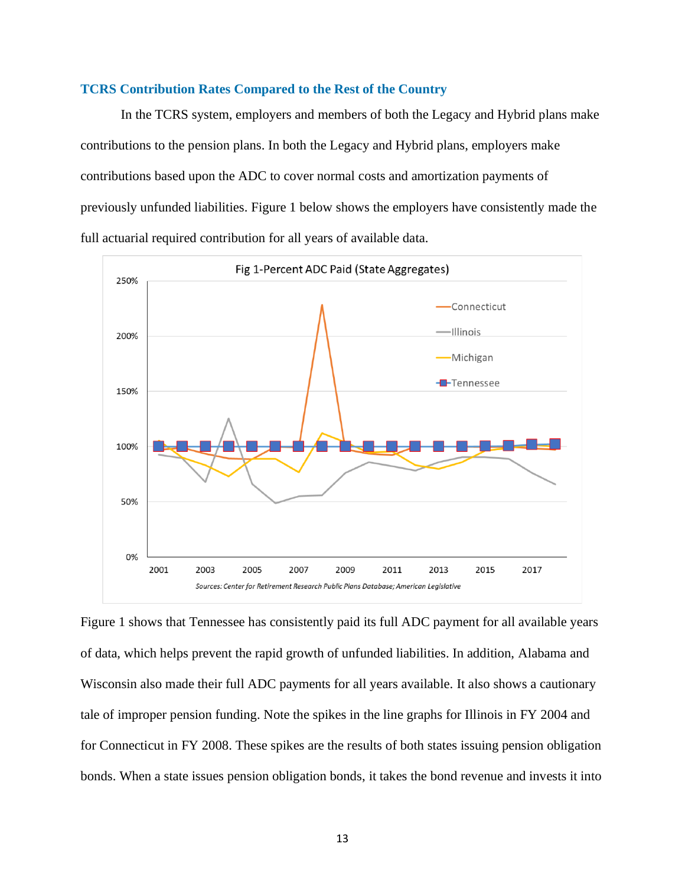### TCRS Contribution Rates Compared to the Rest of the Country

In the TCRS system, employers and members of both the Legacy and Hybrid plans make contributions to the pension plans. In both the Legacy and Hybrid plans, employers make contributions based upon the ADC to cover normal costs and amortization payments of previously unfunded liabilities. Figure 1 below shows the employers have consistently made the full actuarial required contribution for all years of available data.

Fig 1-Percent ADC Paid (State Aggregates)

*Sources: Center for Retirement Research Public Plans Database; American Legislative*

Figure 1 shows that Tennessee has consistently paid its full ADC payment for all available years of data, which helps prevent the rapid growth of unfunded liabilities. In addition, Alabama and Wisconsin also made their full ADC payments for all years available. It also shows a cautionary tale of improper pension funding. Note the spikes in the line graphs for Illinois in FY 2004 and for Connecticut in FY 2008. These spikes are the results of both states issuing pension obligation bonds. When a state issues pension obligation bonds, it takes the bond revenue and invests it into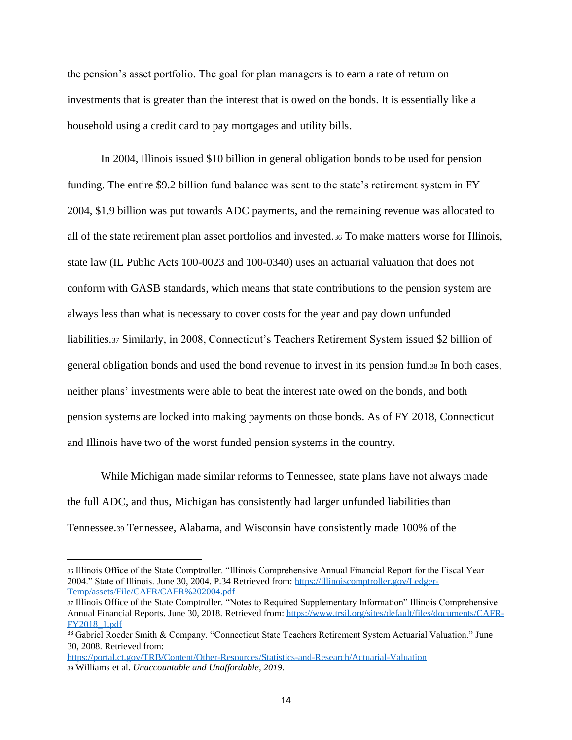the pension's asset portfolio. The goal for plan managers is to earn a rate of return on investments that is greater than the interest that is owed on the bonds. It is essentially like a household using a credit card to pay mortgages and utility bills.

In 2004, Illinois issued $10 billion in general obligation bonds to be used for pension funding. The entire $9.2 billion fund balance was sent to the state's retirement system in FY 2004, $1.9 billion was put towards ADC payments, and the remaining revenue was allocated to all of the state retirement plan asset portfolios and invested.[36] To make matters worse for Illinois, state law (IL Public Acts 100-0023 and 100-0340) uses an actuarial valuation that does not conform with GASB standards, which means that state contributions to the pension system are always less than what is necessary to cover costs for the year and pay down unfunded liabilities.[37] Similarly, in 2008, Connecticut's Teachers Retirement System issued $2 billion of general obligation bonds and used the bond revenue to invest in its pension fund.[38] In both cases, neither plans' investments were able to beat the interest rate owed on the bonds, and both pension systems are locked into making payments on those bonds. As of FY 2018, Connecticut and Illinois have two of the worst funded pension systems in the country.

While Michigan made similar reforms to Tennessee, state plans have not always made the full ADC, and thus, Michigan has consistently had larger unfunded liabilities than Tennessee.[39] Tennessee, Alabama, and Wisconsin have consistently made 100% of the

---

[36] Illinois Office of the State Comptroller. "Illinois Comprehensive Annual Financial Report for the Fiscal Year 2004." State of Illinois. June 30, 2004. P.34 Retrieved from: https://illinoiscomptroller.gov/Ledger-Temp/assets/File/CAFR/CAFR%202004.pdf

[37] Illinois Office of the State Comptroller. "Notes to Required Supplementary Information" Illinois Comprehensive Annual Financial Reports. June 30, 2018. Retrieved from: https://www.trsil.org/sites/default/files/documents/CAFR-FY2018_1.pdf

[38] Gabriel Roeder Smith & Company. "Connecticut State Teachers Retirement System Actuarial Valuation." June 30, 2008. Retrieved from: https://portal.ct.gov/TRB/Content/Other-Resources/Statistics-and-Research/Actuarial-Valuation

[39] Williams et al. *Unaccountable and Unaffordable, 2019*.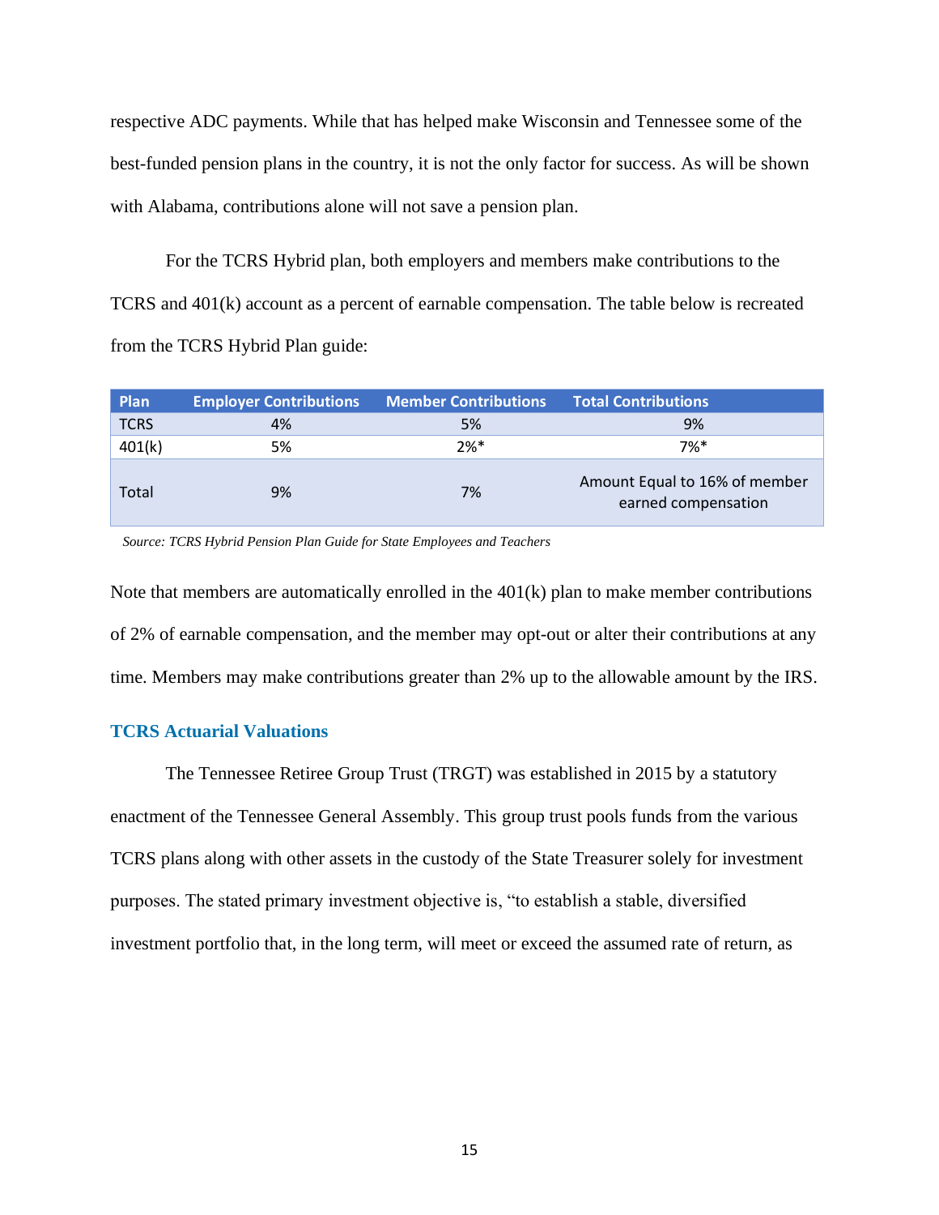respective ADC payments. While that has helped make Wisconsin and Tennessee some of the best-funded pension plans in the country, it is not the only factor for success. As will be shown with Alabama, contributions alone will not save a pension plan.

For the TCRS Hybrid plan, both employers and members make contributions to the TCRS and 401(k) account as a percent of earnable compensation. The table below is recreated from the TCRS Hybrid Plan guide:

| Plan | Employer Contributions | Member Contributions | Total Contributions |
|---|---|---|---|
| TCRS | 4% | 5% | 9% |
| 401(k) | 5% | 2%* | 7%* |
| Total | 9% | 7% | Amount Equal to 16% of member earned compensation |

*Source: TCRS Hybrid Pension Plan Guide for State Employees and Teachers*

Note that members are automatically enrolled in the 401(k) plan to make member contributions of 2% of earnable compensation, and the member may opt-out or alter their contributions at any time. Members may make contributions greater than 2% up to the allowable amount by the IRS.

### TCRS Actuarial Valuations

The Tennessee Retiree Group Trust (TRGT) was established in 2015 by a statutory enactment of the Tennessee General Assembly. This group trust pools funds from the various TCRS plans along with other assets in the custody of the State Treasurer solely for investment purposes. The stated primary investment objective is, "to establish a stable, diversified investment portfolio that, in the long term, will meet or exceed the assumed rate of return, as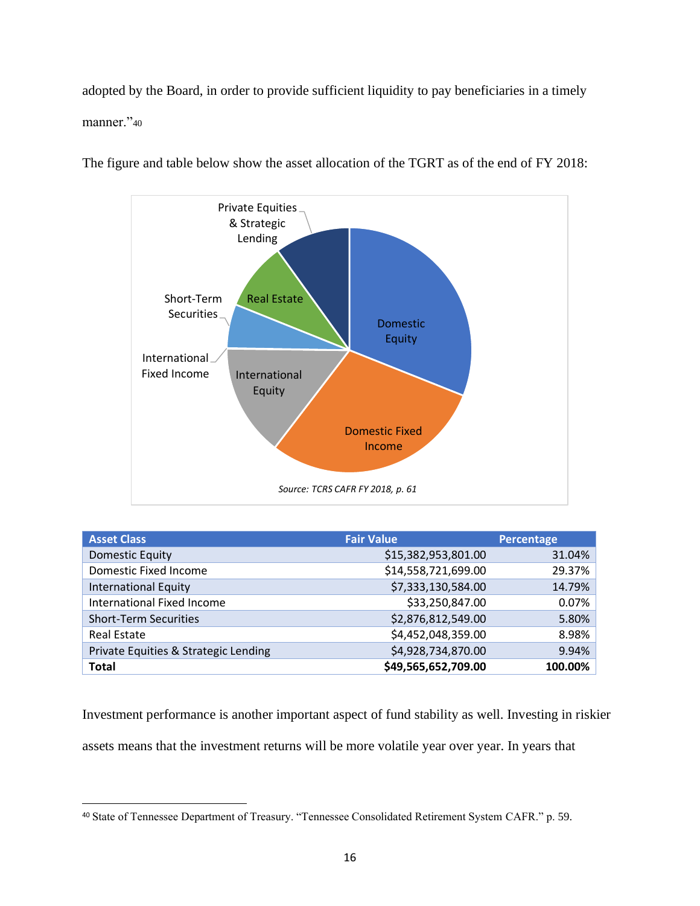adopted by the Board, in order to provide sufficient liquidity to pay beneficiaries in a timely manner."[40]

The figure and table below show the asset allocation of the TGRT as of the end of FY 2018:

*Source: TCRS CAFR FY 2018, p. 61*

| Asset Class | Fair Value | Percentage |
|---|---:|---:|
| Domestic Equity | $15,382,953,801.00 | 31.04% |
| Domestic Fixed Income | $14,558,721,699.00 | 29.37% |
| International Equity | $7,333,130,584.00 | 14.79% |
| International Fixed Income | $33,250,847.00 | 0.07% |
| Short-Term Securities | $2,876,812,549.00 | 5.80% |
| Real Estate | $4,452,048,359.00 | 8.98% |
| Private Equities & Strategic Lending | $4,928,734,870.00 | 9.94% |
| **Total** | **$49,565,652,709.00** | **100.00%** |

Investment performance is another important aspect of fund stability as well. Investing in riskier assets means that the investment returns will be more volatile year over year. In years that

[40] State of Tennessee Department of Treasury. "Tennessee Consolidated Retirement System CAFR." p. 59.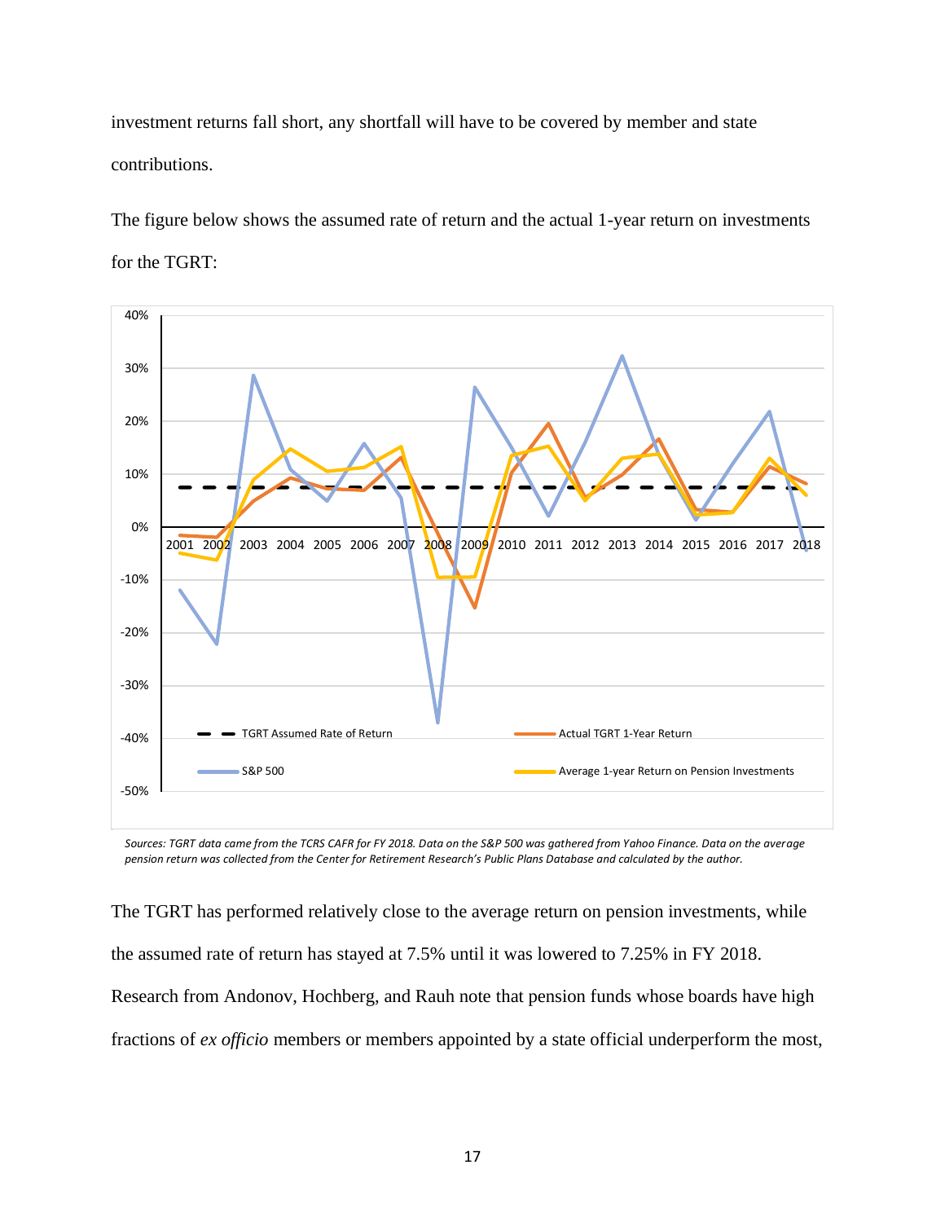investment returns fall short, any shortfall will have to be covered by member and state contributions.

The figure below shows the assumed rate of return and the actual 1-year return on investments for the TGRT:

*Sources: TGRT data came from the TCRS CAFR for FY 2018. Data on the S&P 500 was gathered from Yahoo Finance. Data on the average pension return was collected from the Center for Retirement Research's Public Plans Database and calculated by the author.*

The TGRT has performed relatively close to the average return on pension investments, while the assumed rate of return has stayed at 7.5% until it was lowered to 7.25% in FY 2018. Research from Andonov, Hochberg, and Rauh note that pension funds whose boards have high fractions of *ex officio* members or members appointed by a state official underperform the most,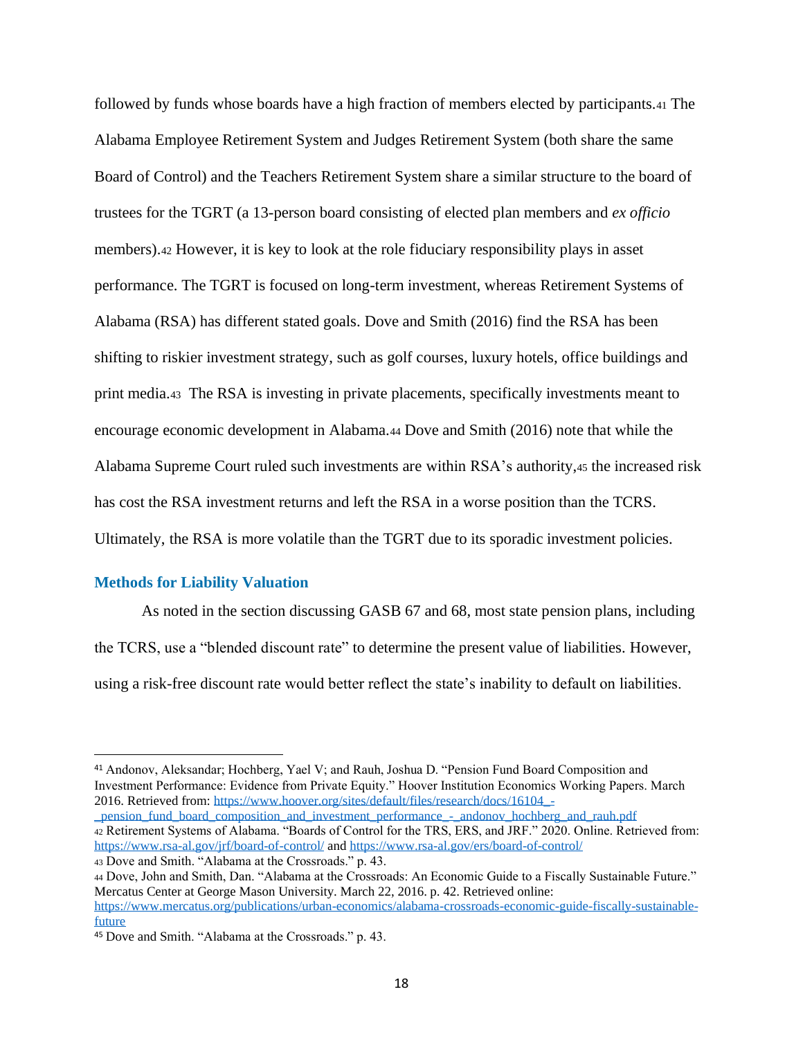followed by funds whose boards have a high fraction of members elected by participants.[41] The Alabama Employee Retirement System and Judges Retirement System (both share the same Board of Control) and the Teachers Retirement System share a similar structure to the board of trustees for the TGRT (a 13-person board consisting of elected plan members and *ex officio* members).[42] However, it is key to look at the role fiduciary responsibility plays in asset performance. The TGRT is focused on long-term investment, whereas Retirement Systems of Alabama (RSA) has different stated goals. Dove and Smith (2016) find the RSA has been shifting to riskier investment strategy, such as golf courses, luxury hotels, office buildings and print media.[43] The RSA is investing in private placements, specifically investments meant to encourage economic development in Alabama.[44] Dove and Smith (2016) note that while the Alabama Supreme Court ruled such investments are within RSA's authority,[45] the increased risk has cost the RSA investment returns and left the RSA in a worse position than the TCRS. Ultimately, the RSA is more volatile than the TGRT due to its sporadic investment policies.

### Methods for Liability Valuation

As noted in the section discussing GASB 67 and 68, most state pension plans, including the TCRS, use a "blended discount rate" to determine the present value of liabilities. However, using a risk-free discount rate would better reflect the state's inability to default on liabilities.

---

[41] Andonov, Aleksandar; Hochberg, Yael V; and Rauh, Joshua D. "Pension Fund Board Composition and Investment Performance: Evidence from Private Equity." Hoover Institution Economics Working Papers. March 2016. Retrieved from: https://www.hoover.org/sites/default/files/research/docs/16104_-_pension_fund_board_composition_and_investment_performance_-_andonov_hochberg_and_rauh.pdf

[42] Retirement Systems of Alabama. "Boards of Control for the TRS, ERS, and JRF." 2020. Online. Retrieved from: https://www.rsa-al.gov/jrf/board-of-control/ and https://www.rsa-al.gov/ers/board-of-control/

[43] Dove and Smith. "Alabama at the Crossroads." p. 43.

[44] Dove, John and Smith, Dan. "Alabama at the Crossroads: An Economic Guide to a Fiscally Sustainable Future." Mercatus Center at George Mason University. March 22, 2016. p. 42. Retrieved online: https://www.mercatus.org/publications/urban-economics/alabama-crossroads-economic-guide-fiscally-sustainable-future

[45] Dove and Smith. "Alabama at the Crossroads." p. 43.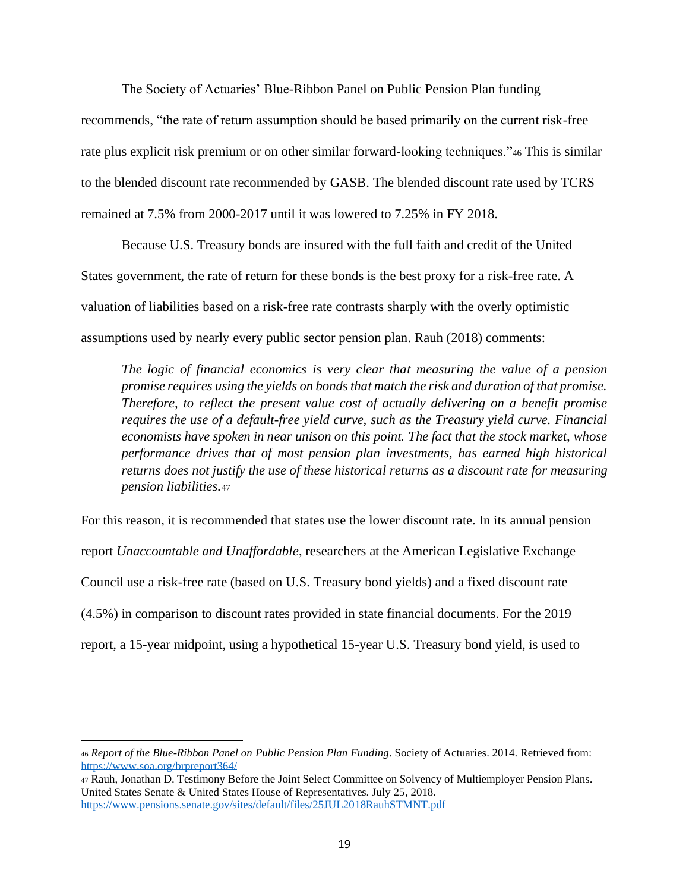The Society of Actuaries' Blue-Ribbon Panel on Public Pension Plan funding recommends, "the rate of return assumption should be based primarily on the current risk-free rate plus explicit risk premium or on other similar forward-looking techniques."[46] This is similar to the blended discount rate recommended by GASB. The blended discount rate used by TCRS remained at 7.5% from 2000-2017 until it was lowered to 7.25% in FY 2018.

Because U.S. Treasury bonds are insured with the full faith and credit of the United States government, the rate of return for these bonds is the best proxy for a risk-free rate. A valuation of liabilities based on a risk-free rate contrasts sharply with the overly optimistic assumptions used by nearly every public sector pension plan. Rauh (2018) comments:

> *The logic of financial economics is very clear that measuring the value of a pension promise requires using the yields on bonds that match the risk and duration of that promise. Therefore, to reflect the present value cost of actually delivering on a benefit promise requires the use of a default-free yield curve, such as the Treasury yield curve. Financial economists have spoken in near unison on this point. The fact that the stock market, whose performance drives that of most pension plan investments, has earned high historical returns does not justify the use of these historical returns as a discount rate for measuring pension liabilities.*[47]

For this reason, it is recommended that states use the lower discount rate. In its annual pension report *Unaccountable and Unaffordable*, researchers at the American Legislative Exchange Council use a risk-free rate (based on U.S. Treasury bond yields) and a fixed discount rate (4.5%) in comparison to discount rates provided in state financial documents. For the 2019 report, a 15-year midpoint, using a hypothetical 15-year U.S. Treasury bond yield, is used to

---

[46] *Report of the Blue-Ribbon Panel on Public Pension Plan Funding*. Society of Actuaries. 2014. Retrieved from: https://www.soa.org/brpreport364/

[47] Rauh, Jonathan D. Testimony Before the Joint Select Committee on Solvency of Multiemployer Pension Plans. United States Senate & United States House of Representatives. July 25, 2018. https://www.pensions.senate.gov/sites/default/files/25JUL2018RauhSTMNT.pdf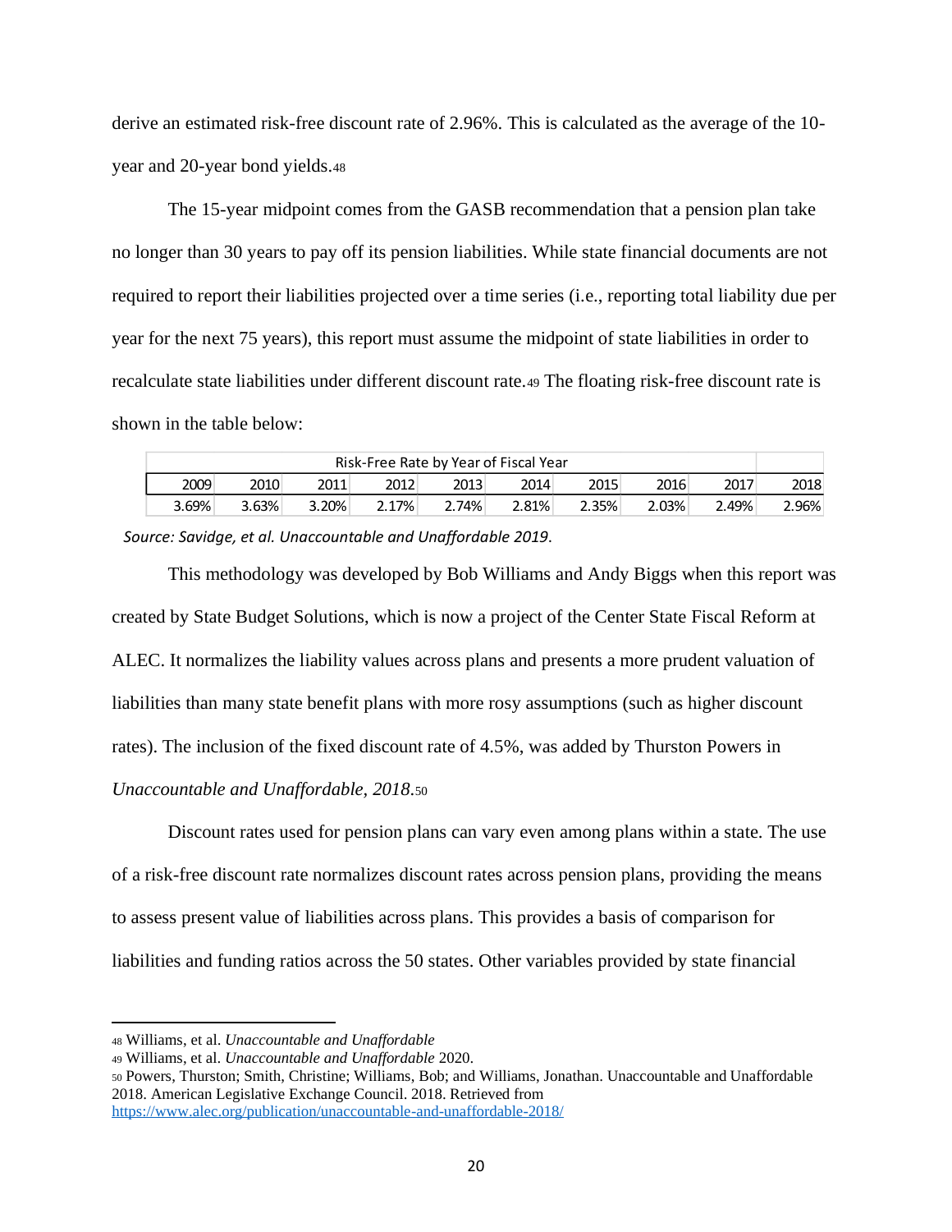derive an estimated risk-free discount rate of 2.96%. This is calculated as the average of the 10-year and 20-year bond yields.[48]

The 15-year midpoint comes from the GASB recommendation that a pension plan take no longer than 30 years to pay off its pension liabilities. While state financial documents are not required to report their liabilities projected over a time series (i.e., reporting total liability due per year for the next 75 years), this report must assume the midpoint of state liabilities in order to recalculate state liabilities under different discount rate.[49] The floating risk-free discount rate is shown in the table below:

| Risk-Free Rate by Year of Fiscal Year | | | | | | | | | |
|---|---|---|---|---|---|---|---|---|---|
| 2009 | 2010 | 2011 | 2012 | 2013 | 2014 | 2015 | 2016 | 2017 | 2018 |
| 3.69% | 3.63% | 3.20% | 2.17% | 2.74% | 2.81% | 2.35% | 2.03% | 2.49% | 2.96% |

*Source: Savidge, et al. Unaccountable and Unaffordable 2019.*

This methodology was developed by Bob Williams and Andy Biggs when this report was created by State Budget Solutions, which is now a project of the Center State Fiscal Reform at ALEC. It normalizes the liability values across plans and presents a more prudent valuation of liabilities than many state benefit plans with more rosy assumptions (such as higher discount rates). The inclusion of the fixed discount rate of 4.5%, was added by Thurston Powers in *Unaccountable and Unaffordable, 2018*.[50]

Discount rates used for pension plans can vary even among plans within a state. The use of a risk-free discount rate normalizes discount rates across pension plans, providing the means to assess present value of liabilities across plans. This provides a basis of comparison for liabilities and funding ratios across the 50 states. Other variables provided by state financial

---

[48] Williams, et al. *Unaccountable and Unaffordable*

[49] Williams, et al. *Unaccountable and Unaffordable* 2020.

[50] Powers, Thurston; Smith, Christine; Williams, Bob; and Williams, Jonathan. Unaccountable and Unaffordable 2018. American Legislative Exchange Council. 2018. Retrieved from https://www.alec.org/publication/unaccountable-and-unaffordable-2018/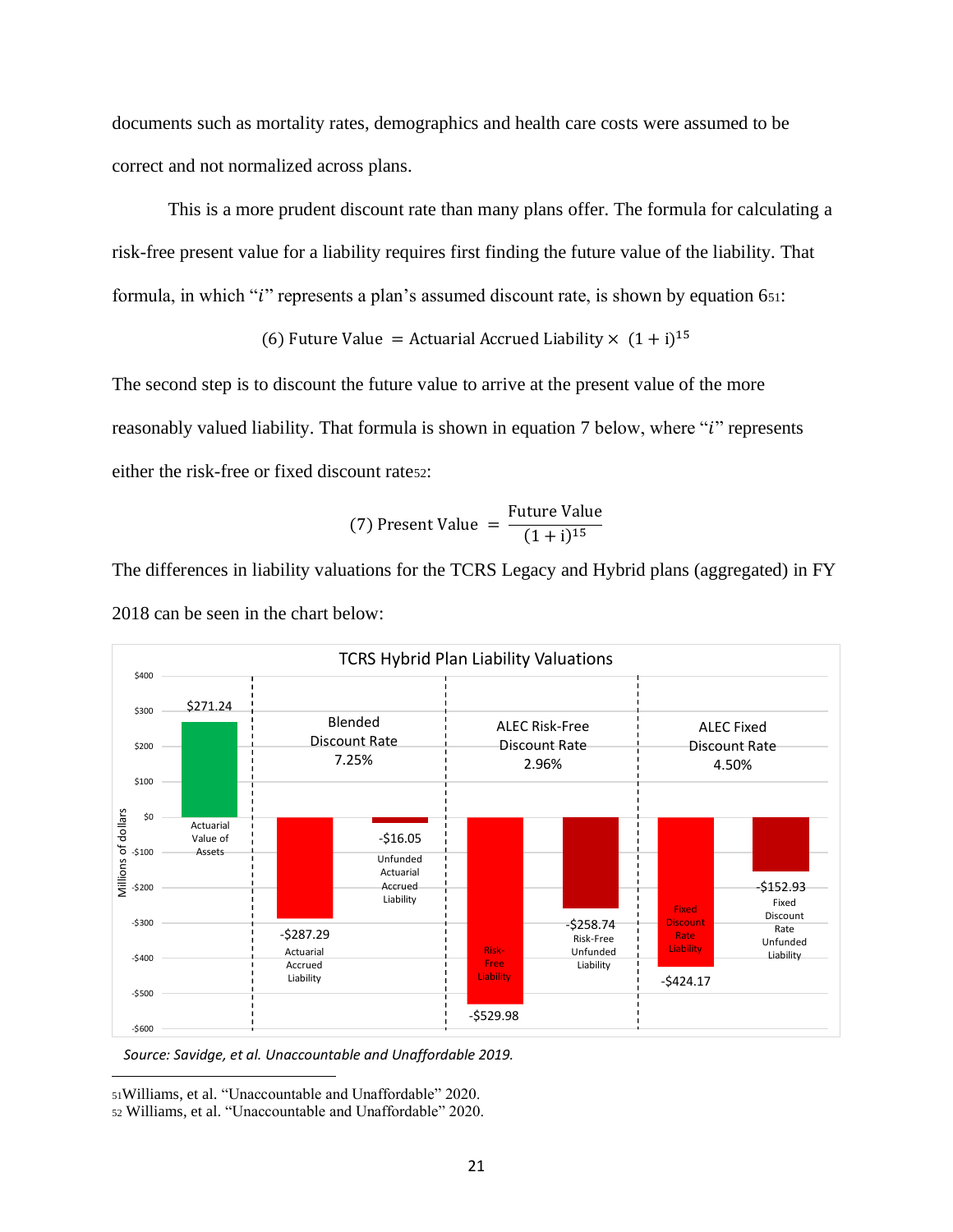documents such as mortality rates, demographics and health care costs were assumed to be correct and not normalized across plans.

This is a more prudent discount rate than many plans offer. The formula for calculating a risk-free present value for a liability requires first finding the future value of the liability. That formula, in which "$i$" represents a plan's assumed discount rate, is shown by equation 6[51]:

$$(6)\ \text{Future Value} = \text{Actuarial Accrued Liability} \times (1 + \text{i})^{15}$$

The second step is to discount the future value to arrive at the present value of the more reasonably valued liability. That formula is shown in equation 7 below, where "$i$" represents either the risk-free or fixed discount rate[52]:

$$(7)\ \text{Present Value} = \frac{\text{Future Value}}{(1 + \text{i})^{15}}$$

The differences in liability valuations for the TCRS Legacy and Hybrid plans (aggregated) in FY 2018 can be seen in the chart below:

**TCRS Hybrid Plan Liability Valuations**

| Measure (Millions of dollars) | Value |
|---|---|
| Actuarial Value of Assets | $271.24 |
| Blended Discount Rate 7.25%: Actuarial Accrued Liability | -$287.29 |
| Blended Discount Rate 7.25%: Unfunded Actuarial Accrued Liability | -$16.05 |
| ALEC Risk-Free Discount Rate 2.96%: Risk-Free Liability | -$529.98 |
| ALEC Risk-Free Discount Rate 2.96%: Risk-Free Unfunded Liability | -$258.74 |
| ALEC Fixed Discount Rate 4.50%: Fixed Discount Rate Liability | -$424.17 |
| ALEC Fixed Discount Rate 4.50%: Fixed Discount Rate Unfunded Liability | -$152.93 |

*Source: Savidge, et al. Unaccountable and Unaffordable 2019.*

---

[51] Williams, et al. "Unaccountable and Unaffordable" 2020.

[52] Williams, et al. "Unaccountable and Unaffordable" 2020.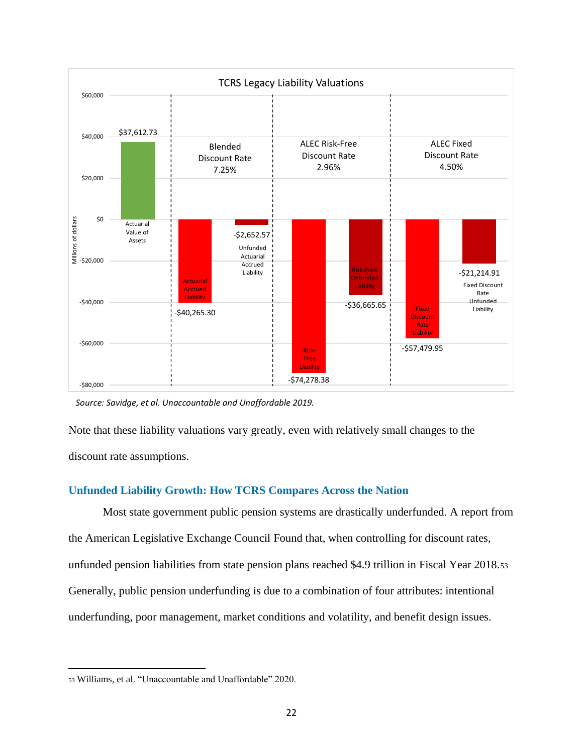TCRS Legacy Liability Valuations

| | Value (Millions of dollars) |
| --- | --- |
| Actuarial Value of Assets | $37,612.73 |
| **Blended Discount Rate 7.25%** | |
| Actuarial Accrued Liability | -$40,265.30 |
| Unfunded Actuarial Accrued Liability | -$2,652.57 |
| **ALEC Risk-Free Discount Rate 2.96%** | |
| Risk-Free Liability | -$74,278.38 |
| Risk-Free Unfunded Liability | -$36,665.65 |
| **ALEC Fixed Discount Rate 4.50%** | |
| Fixed Discount Rate Liability | -$57,479.95 |
| Fixed Discount Rate Unfunded Liability | -$21,214.91 |

*Source: Savidge, et al. Unaccountable and Unaffordable 2019.*

Note that these liability valuations vary greatly, even with relatively small changes to the discount rate assumptions.

## Unfunded Liability Growth: How TCRS Compares Across the Nation

Most state government public pension systems are drastically underfunded. A report from the American Legislative Exchange Council Found that, when controlling for discount rates, unfunded pension liabilities from state pension plans reached $4.9 trillion in Fiscal Year 2018.[53] Generally, public pension underfunding is due to a combination of four attributes: intentional underfunding, poor management, market conditions and volatility, and benefit design issues.

[53] Williams, et al. "Unaccountable and Unaffordable" 2020.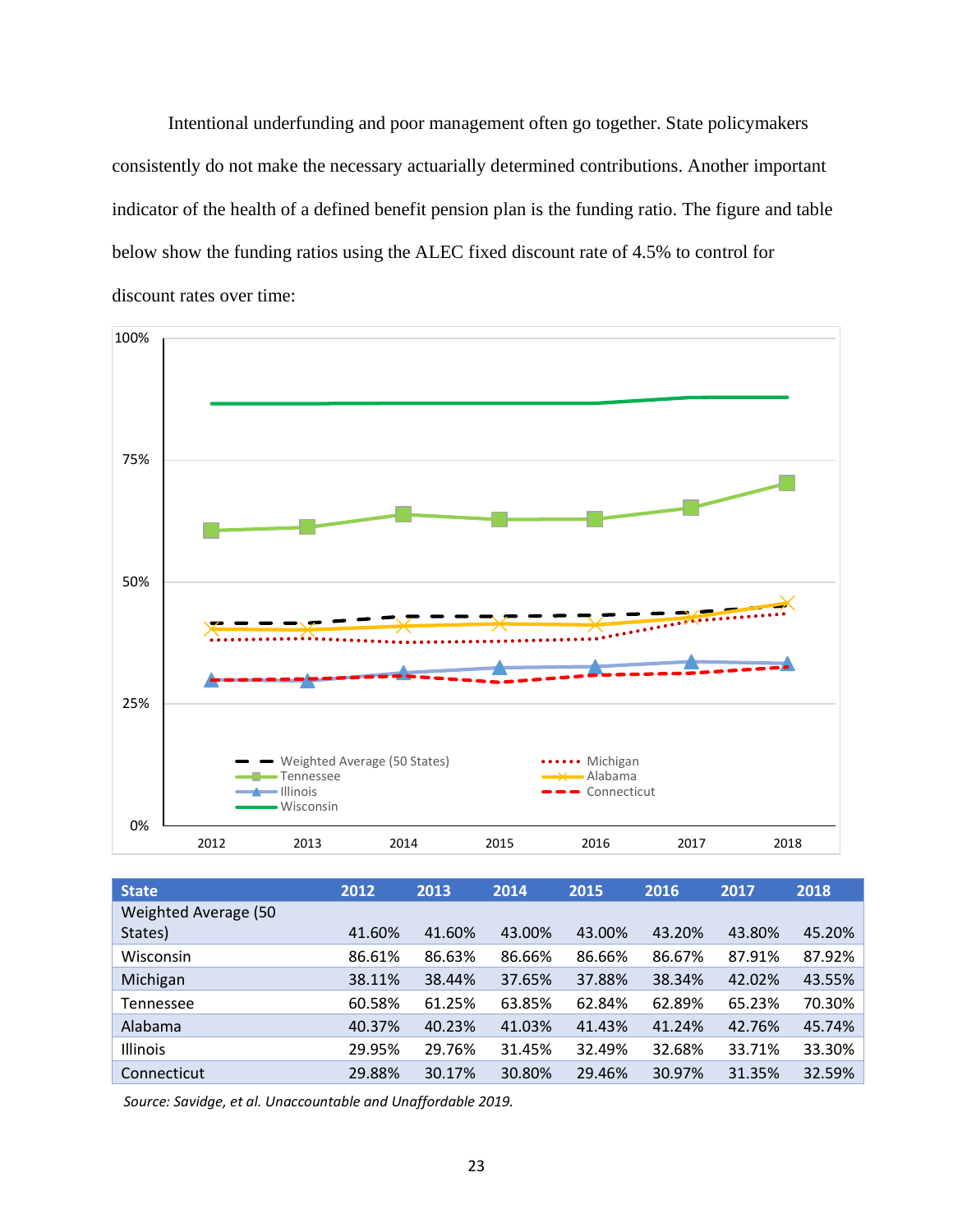Intentional underfunding and poor management often go together. State policymakers consistently do not make the necessary actuarially determined contributions. Another important indicator of the health of a defined benefit pension plan is the funding ratio. The figure and table below show the funding ratios using the ALEC fixed discount rate of 4.5% to control for discount rates over time:

| State | 2012 | 2013 | 2014 | 2015 | 2016 | 2017 | 2018 |
|---|---|---|---|---|---|---|---|
| Weighted Average (50 States) | 41.60% | 41.60% | 43.00% | 43.00% | 43.20% | 43.80% | 45.20% |
| Wisconsin | 86.61% | 86.63% | 86.66% | 86.66% | 86.67% | 87.91% | 87.92% |
| Michigan | 38.11% | 38.44% | 37.65% | 37.88% | 38.34% | 42.02% | 43.55% |
| Tennessee | 60.58% | 61.25% | 63.85% | 62.84% | 62.89% | 65.23% | 70.30% |
| Alabama | 40.37% | 40.23% | 41.03% | 41.43% | 41.24% | 42.76% | 45.74% |
| Illinois | 29.95% | 29.76% | 31.45% | 32.49% | 32.68% | 33.71% | 33.30% |
| Connecticut | 29.88% | 30.17% | 30.80% | 29.46% | 30.97% | 31.35% | 32.59% |

*Source: Savidge, et al. Unaccountable and Unaffordable 2019.*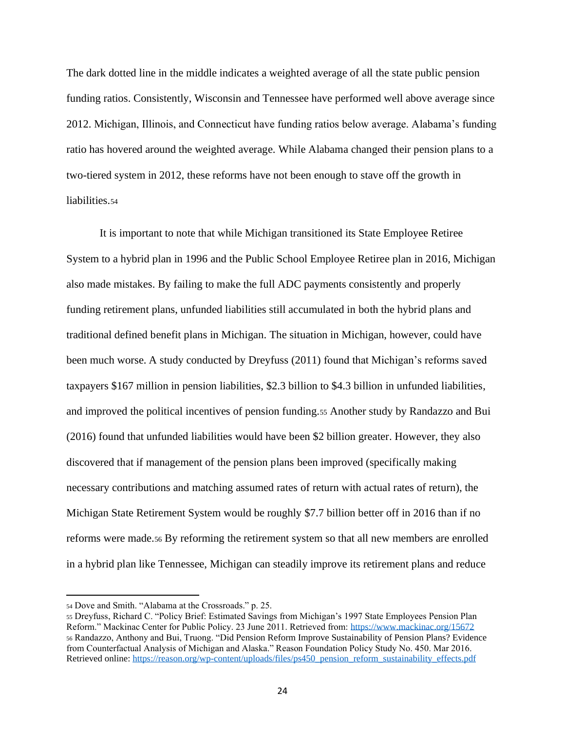The dark dotted line in the middle indicates a weighted average of all the state public pension funding ratios. Consistently, Wisconsin and Tennessee have performed well above average since 2012. Michigan, Illinois, and Connecticut have funding ratios below average. Alabama's funding ratio has hovered around the weighted average. While Alabama changed their pension plans to a two-tiered system in 2012, these reforms have not been enough to stave off the growth in liabilities.[54]

It is important to note that while Michigan transitioned its State Employee Retiree System to a hybrid plan in 1996 and the Public School Employee Retiree plan in 2016, Michigan also made mistakes. By failing to make the full ADC payments consistently and properly funding retirement plans, unfunded liabilities still accumulated in both the hybrid plans and traditional defined benefit plans in Michigan. The situation in Michigan, however, could have been much worse. A study conducted by Dreyfuss (2011) found that Michigan's reforms saved taxpayers $167 million in pension liabilities, $2.3 billion to $4.3 billion in unfunded liabilities, and improved the political incentives of pension funding.[55] Another study by Randazzo and Bui (2016) found that unfunded liabilities would have been $2 billion greater. However, they also discovered that if management of the pension plans been improved (specifically making necessary contributions and matching assumed rates of return with actual rates of return), the Michigan State Retirement System would be roughly $7.7 billion better off in 2016 than if no reforms were made.[56] By reforming the retirement system so that all new members are enrolled in a hybrid plan like Tennessee, Michigan can steadily improve its retirement plans and reduce

---

[54] Dove and Smith. "Alabama at the Crossroads." p. 25.

[55] Dreyfuss, Richard C. "Policy Brief: Estimated Savings from Michigan's 1997 State Employees Pension Plan Reform." Mackinac Center for Public Policy. 23 June 2011. Retrieved from: https://www.mackinac.org/15672

[56] Randazzo, Anthony and Bui, Truong. "Did Pension Reform Improve Sustainability of Pension Plans? Evidence from Counterfactual Analysis of Michigan and Alaska." Reason Foundation Policy Study No. 450. Mar 2016. Retrieved online: https://reason.org/wp-content/uploads/files/ps450_pension_reform_sustainability_effects.pdf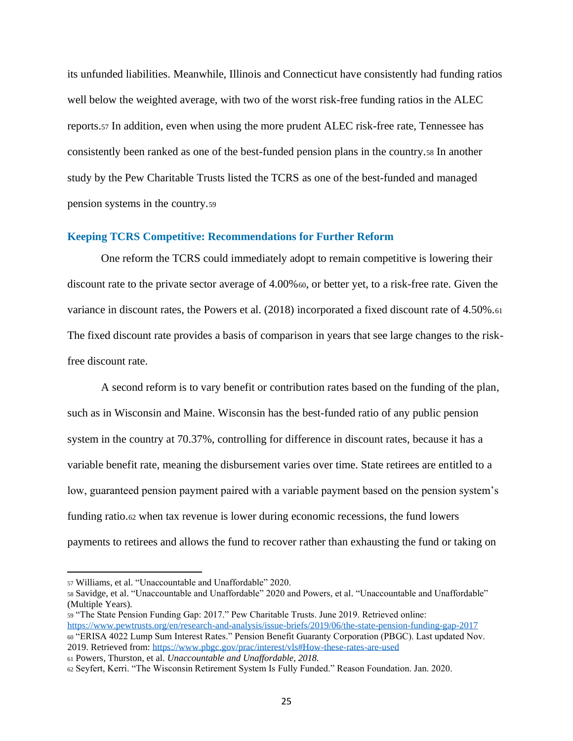its unfunded liabilities. Meanwhile, Illinois and Connecticut have consistently had funding ratios well below the weighted average, with two of the worst risk-free funding ratios in the ALEC reports.[57] In addition, even when using the more prudent ALEC risk-free rate, Tennessee has consistently been ranked as one of the best-funded pension plans in the country.[58] In another study by the Pew Charitable Trusts listed the TCRS as one of the best-funded and managed pension systems in the country.[59]

## Keeping TCRS Competitive: Recommendations for Further Reform

One reform the TCRS could immediately adopt to remain competitive is lowering their discount rate to the private sector average of 4.00%[60], or better yet, to a risk-free rate. Given the variance in discount rates, the Powers et al. (2018) incorporated a fixed discount rate of 4.50%.[61] The fixed discount rate provides a basis of comparison in years that see large changes to the risk-free discount rate.

A second reform is to vary benefit or contribution rates based on the funding of the plan, such as in Wisconsin and Maine. Wisconsin has the best-funded ratio of any public pension system in the country at 70.37%, controlling for difference in discount rates, because it has a variable benefit rate, meaning the disbursement varies over time. State retirees are entitled to a low, guaranteed pension payment paired with a variable payment based on the pension system's funding ratio.[62] when tax revenue is lower during economic recessions, the fund lowers payments to retirees and allows the fund to recover rather than exhausting the fund or taking on

---

[57] Williams, et al. "Unaccountable and Unaffordable" 2020.

[58] Savidge, et al. "Unaccountable and Unaffordable" 2020 and Powers, et al. "Unaccountable and Unaffordable" (Multiple Years).

[59] "The State Pension Funding Gap: 2017." Pew Charitable Trusts. June 2019. Retrieved online: https://www.pewtrusts.org/en/research-and-analysis/issue-briefs/2019/06/the-state-pension-funding-gap-2017

[60] "ERISA 4022 Lump Sum Interest Rates." Pension Benefit Guaranty Corporation (PBGC). Last updated Nov. 2019. Retrieved from: https://www.pbgc.gov/prac/interest/vls#How-these-rates-are-used

[61] Powers, Thurston, et al. *Unaccountable and Unaffordable, 2018.*

[62] Seyfert, Kerri. "The Wisconsin Retirement System Is Fully Funded." Reason Foundation. Jan. 2020.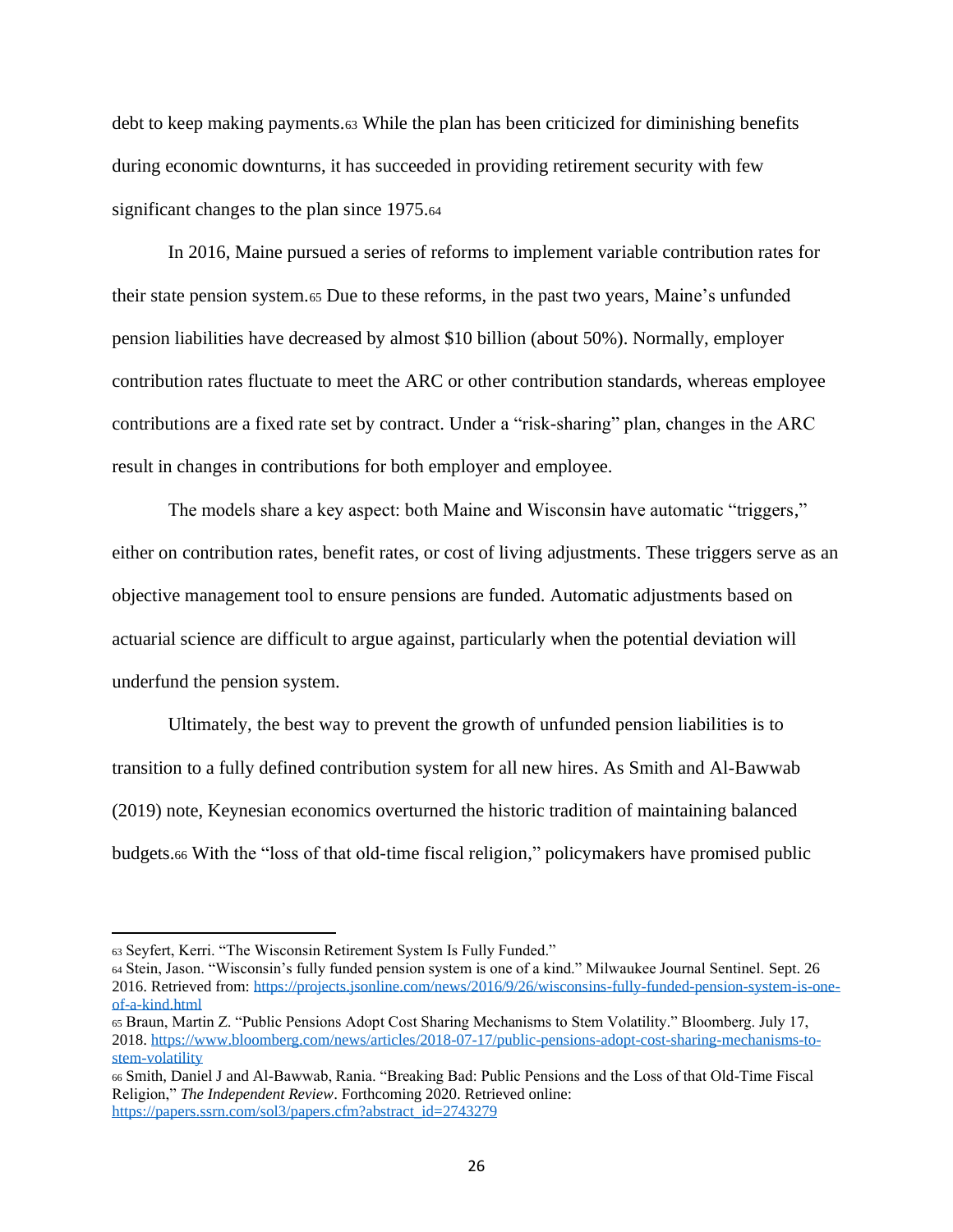debt to keep making payments.[63] While the plan has been criticized for diminishing benefits during economic downturns, it has succeeded in providing retirement security with few significant changes to the plan since 1975.[64]

In 2016, Maine pursued a series of reforms to implement variable contribution rates for their state pension system.[65] Due to these reforms, in the past two years, Maine's unfunded pension liabilities have decreased by almost $10 billion (about 50%). Normally, employer contribution rates fluctuate to meet the ARC or other contribution standards, whereas employee contributions are a fixed rate set by contract. Under a "risk-sharing" plan, changes in the ARC result in changes in contributions for both employer and employee.

The models share a key aspect: both Maine and Wisconsin have automatic "triggers," either on contribution rates, benefit rates, or cost of living adjustments. These triggers serve as an objective management tool to ensure pensions are funded. Automatic adjustments based on actuarial science are difficult to argue against, particularly when the potential deviation will underfund the pension system.

Ultimately, the best way to prevent the growth of unfunded pension liabilities is to transition to a fully defined contribution system for all new hires. As Smith and Al-Bawwab (2019) note, Keynesian economics overturned the historic tradition of maintaining balanced budgets.[66] With the "loss of that old-time fiscal religion," policymakers have promised public

---

[63] Seyfert, Kerri. "The Wisconsin Retirement System Is Fully Funded."

[64] Stein, Jason. "Wisconsin's fully funded pension system is one of a kind." Milwaukee Journal Sentinel. Sept. 26 2016. Retrieved from: https://projects.jsonline.com/news/2016/9/26/wisconsins-fully-funded-pension-system-is-one-of-a-kind.html

[65] Braun, Martin Z. "Public Pensions Adopt Cost Sharing Mechanisms to Stem Volatility." Bloomberg. July 17, 2018. https://www.bloomberg.com/news/articles/2018-07-17/public-pensions-adopt-cost-sharing-mechanisms-to-stem-volatility

[66] Smith, Daniel J and Al-Bawwab, Rania. "Breaking Bad: Public Pensions and the Loss of that Old-Time Fiscal Religion," *The Independent Review*. Forthcoming 2020. Retrieved online: https://papers.ssrn.com/sol3/papers.cfm?abstract_id=2743279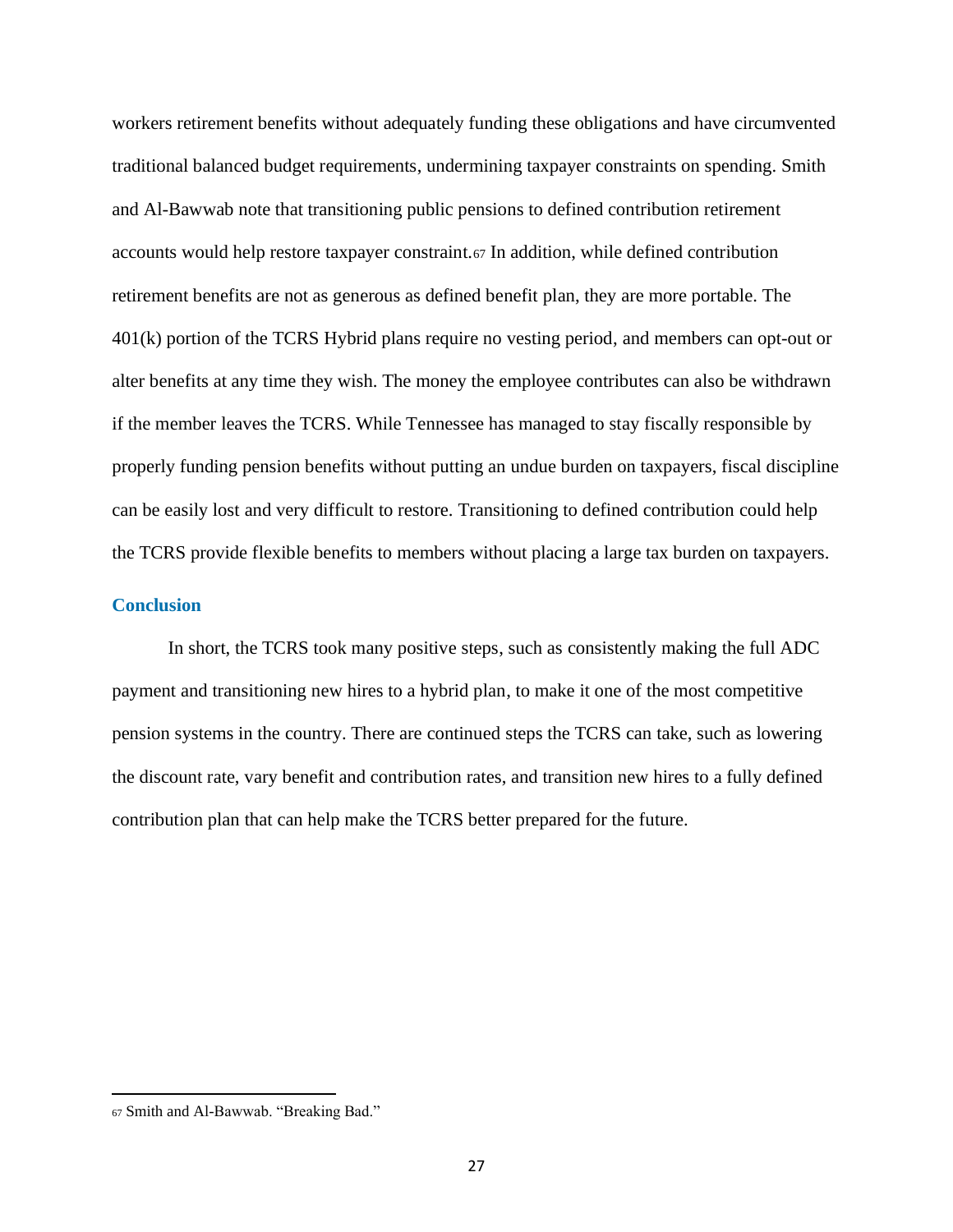workers retirement benefits without adequately funding these obligations and have circumvented traditional balanced budget requirements, undermining taxpayer constraints on spending. Smith and Al-Bawwab note that transitioning public pensions to defined contribution retirement accounts would help restore taxpayer constraint.[67] In addition, while defined contribution retirement benefits are not as generous as defined benefit plan, they are more portable. The 401(k) portion of the TCRS Hybrid plans require no vesting period, and members can opt-out or alter benefits at any time they wish. The money the employee contributes can also be withdrawn if the member leaves the TCRS. While Tennessee has managed to stay fiscally responsible by properly funding pension benefits without putting an undue burden on taxpayers, fiscal discipline can be easily lost and very difficult to restore. Transitioning to defined contribution could help the TCRS provide flexible benefits to members without placing a large tax burden on taxpayers.

## Conclusion

In short, the TCRS took many positive steps, such as consistently making the full ADC payment and transitioning new hires to a hybrid plan, to make it one of the most competitive pension systems in the country. There are continued steps the TCRS can take, such as lowering the discount rate, vary benefit and contribution rates, and transition new hires to a fully defined contribution plan that can help make the TCRS better prepared for the future.

---

[67] Smith and Al-Bawwab. "Breaking Bad."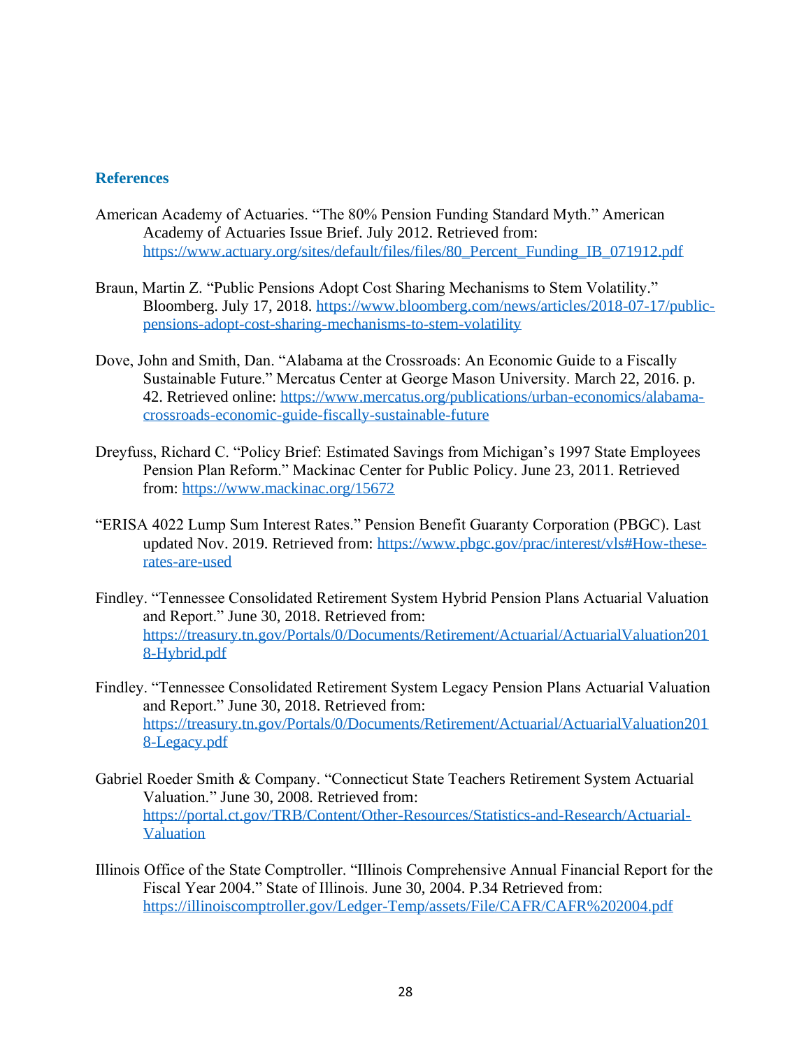## References

American Academy of Actuaries. "The 80% Pension Funding Standard Myth." American Academy of Actuaries Issue Brief. July 2012. Retrieved from: https://www.actuary.org/sites/default/files/files/80_Percent_Funding_IB_071912.pdf

Braun, Martin Z. "Public Pensions Adopt Cost Sharing Mechanisms to Stem Volatility." Bloomberg. July 17, 2018. https://www.bloomberg.com/news/articles/2018-07-17/public-pensions-adopt-cost-sharing-mechanisms-to-stem-volatility

Dove, John and Smith, Dan. "Alabama at the Crossroads: An Economic Guide to a Fiscally Sustainable Future." Mercatus Center at George Mason University. March 22, 2016. p. 42. Retrieved online: https://www.mercatus.org/publications/urban-economics/alabama-crossroads-economic-guide-fiscally-sustainable-future

Dreyfuss, Richard C. "Policy Brief: Estimated Savings from Michigan's 1997 State Employees Pension Plan Reform." Mackinac Center for Public Policy. June 23, 2011. Retrieved from: https://www.mackinac.org/15672

"ERISA 4022 Lump Sum Interest Rates." Pension Benefit Guaranty Corporation (PBGC). Last updated Nov. 2019. Retrieved from: https://www.pbgc.gov/prac/interest/vls#How-these-rates-are-used

Findley. "Tennessee Consolidated Retirement System Hybrid Pension Plans Actuarial Valuation and Report." June 30, 2018. Retrieved from: https://treasury.tn.gov/Portals/0/Documents/Retirement/Actuarial/ActuarialValuation2018-Hybrid.pdf

Findley. "Tennessee Consolidated Retirement System Legacy Pension Plans Actuarial Valuation and Report." June 30, 2018. Retrieved from: https://treasury.tn.gov/Portals/0/Documents/Retirement/Actuarial/ActuarialValuation2018-Legacy.pdf

Gabriel Roeder Smith & Company. "Connecticut State Teachers Retirement System Actuarial Valuation." June 30, 2008. Retrieved from: https://portal.ct.gov/TRB/Content/Other-Resources/Statistics-and-Research/Actuarial-Valuation

Illinois Office of the State Comptroller. "Illinois Comprehensive Annual Financial Report for the Fiscal Year 2004." State of Illinois. June 30, 2004. P.34 Retrieved from: https://illinoiscomptroller.gov/Ledger-Temp/assets/File/CAFR/CAFR%202004.pdf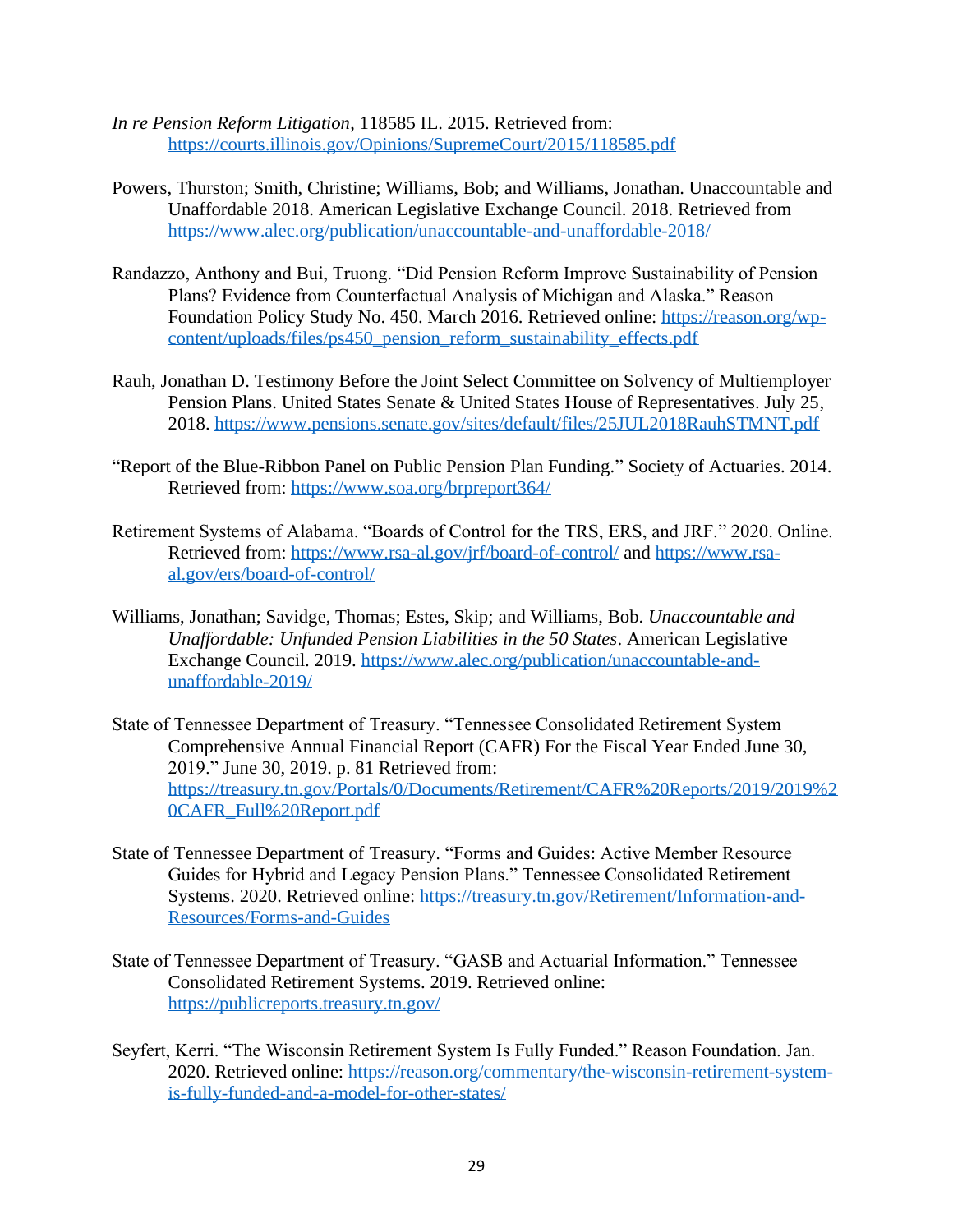*In re Pension Reform Litigation*, 118585 IL. 2015. Retrieved from: https://courts.illinois.gov/Opinions/SupremeCourt/2015/118585.pdf

Powers, Thurston; Smith, Christine; Williams, Bob; and Williams, Jonathan. Unaccountable and Unaffordable 2018. American Legislative Exchange Council. 2018. Retrieved from https://www.alec.org/publication/unaccountable-and-unaffordable-2018/

Randazzo, Anthony and Bui, Truong. "Did Pension Reform Improve Sustainability of Pension Plans? Evidence from Counterfactual Analysis of Michigan and Alaska." Reason Foundation Policy Study No. 450. March 2016. Retrieved online: https://reason.org/wp-content/uploads/files/ps450_pension_reform_sustainability_effects.pdf

Rauh, Jonathan D. Testimony Before the Joint Select Committee on Solvency of Multiemployer Pension Plans. United States Senate & United States House of Representatives. July 25, 2018. https://www.pensions.senate.gov/sites/default/files/25JUL2018RauhSTMNT.pdf

"Report of the Blue-Ribbon Panel on Public Pension Plan Funding." Society of Actuaries. 2014. Retrieved from: https://www.soa.org/brpreport364/

Retirement Systems of Alabama. "Boards of Control for the TRS, ERS, and JRF." 2020. Online. Retrieved from: https://www.rsa-al.gov/jrf/board-of-control/ and https://www.rsa-al.gov/ers/board-of-control/

Williams, Jonathan; Savidge, Thomas; Estes, Skip; and Williams, Bob. *Unaccountable and Unaffordable: Unfunded Pension Liabilities in the 50 States*. American Legislative Exchange Council. 2019. https://www.alec.org/publication/unaccountable-and-unaffordable-2019/

State of Tennessee Department of Treasury. "Tennessee Consolidated Retirement System Comprehensive Annual Financial Report (CAFR) For the Fiscal Year Ended June 30, 2019." June 30, 2019. p. 81 Retrieved from: https://treasury.tn.gov/Portals/0/Documents/Retirement/CAFR%20Reports/2019/2019%20CAFR_Full%20Report.pdf

State of Tennessee Department of Treasury. "Forms and Guides: Active Member Resource Guides for Hybrid and Legacy Pension Plans." Tennessee Consolidated Retirement Systems. 2020. Retrieved online: https://treasury.tn.gov/Retirement/Information-and-Resources/Forms-and-Guides

State of Tennessee Department of Treasury. "GASB and Actuarial Information." Tennessee Consolidated Retirement Systems. 2019. Retrieved online: https://publicreports.treasury.tn.gov/

Seyfert, Kerri. "The Wisconsin Retirement System Is Fully Funded." Reason Foundation. Jan. 2020. Retrieved online: https://reason.org/commentary/the-wisconsin-retirement-system-is-fully-funded-and-a-model-for-other-states/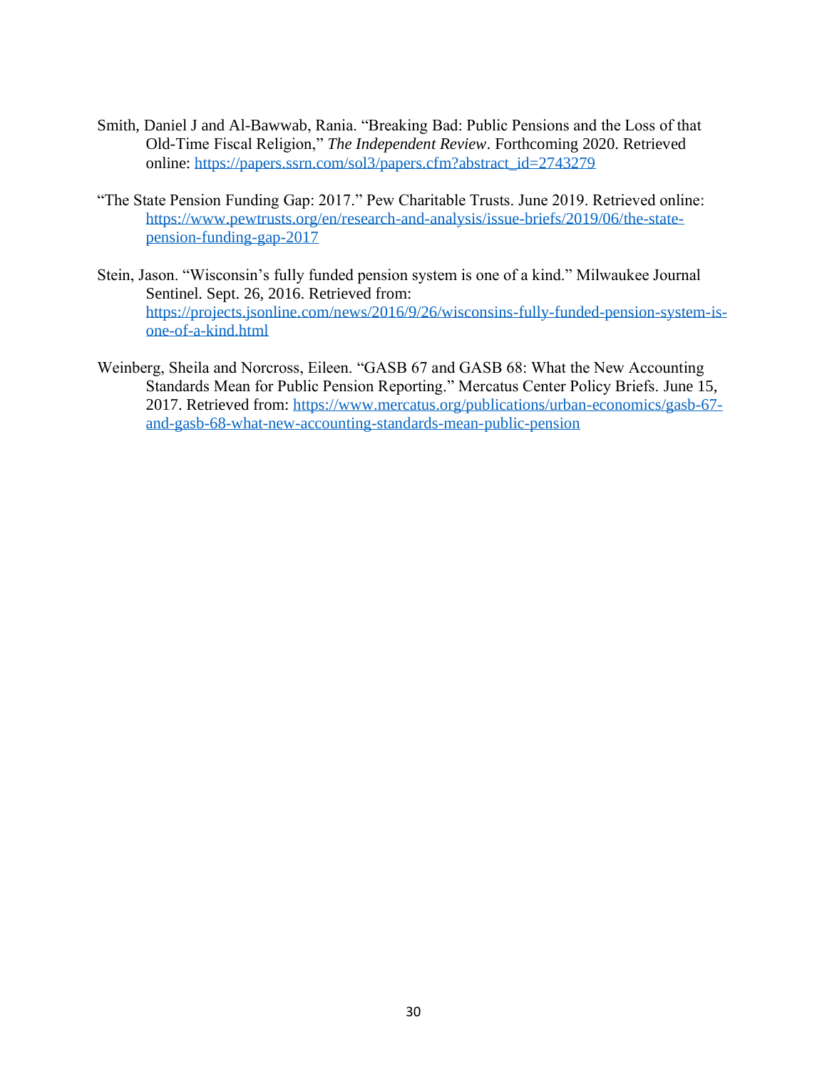Smith, Daniel J and Al-Bawwab, Rania. "Breaking Bad: Public Pensions and the Loss of that Old-Time Fiscal Religion," *The Independent Review*. Forthcoming 2020. Retrieved online: https://papers.ssrn.com/sol3/papers.cfm?abstract_id=2743279

"The State Pension Funding Gap: 2017." Pew Charitable Trusts. June 2019. Retrieved online: https://www.pewtrusts.org/en/research-and-analysis/issue-briefs/2019/06/the-state-pension-funding-gap-2017

Stein, Jason. "Wisconsin's fully funded pension system is one of a kind." Milwaukee Journal Sentinel. Sept. 26, 2016. Retrieved from: https://projects.jsonline.com/news/2016/9/26/wisconsins-fully-funded-pension-system-is-one-of-a-kind.html

Weinberg, Sheila and Norcross, Eileen. "GASB 67 and GASB 68: What the New Accounting Standards Mean for Public Pension Reporting." Mercatus Center Policy Briefs. June 15, 2017. Retrieved from: https://www.mercatus.org/publications/urban-economics/gasb-67-and-gasb-68-what-new-accounting-standards-mean-public-pension